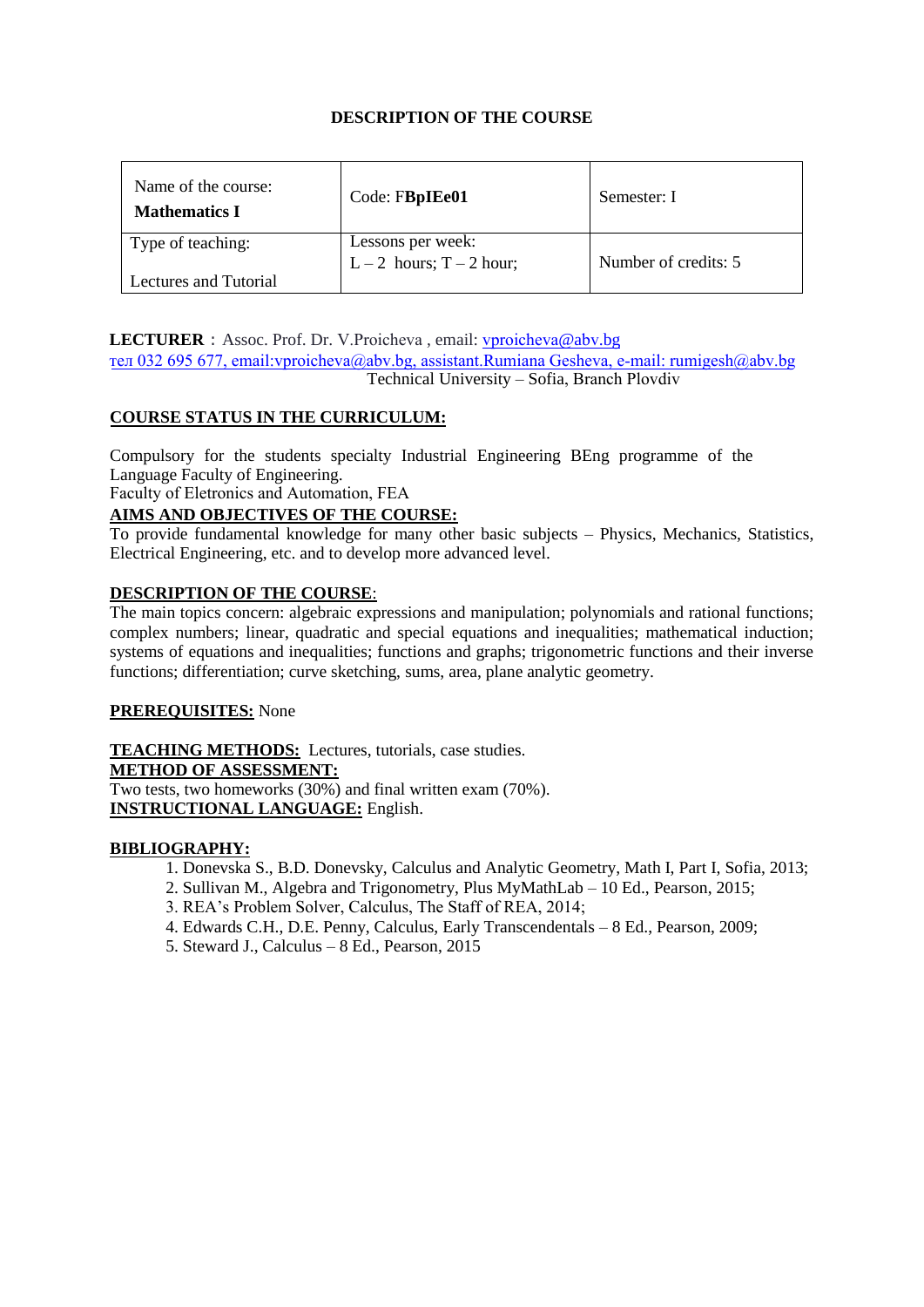## DESCRIPTION OF THE COURSE

| Name of the course: **Mathematics I** | Code: F**BpIEe01** | Semester: I |
| --- | --- | --- |
| Type of teaching: Lectures and Tutorial | Lessons per week: L – 2 hours; T – 2 hour; | Number of credits: 5 |

**LECTURER** : Assoc. Prof. Dr. V.Proicheva , email: vproicheva@abv.bg
тел 032 695 677, email:vproicheva@abv.bg, assistant.Rumiana Gesheva, e-mail: rumigesh@abv.bg
Technical University – Sofia, Branch Plovdiv

**COURSE STATUS IN THE CURRICULUM:**

Compulsory for the students specialty Industrial Engineering BEng programme of the Language Faculty of Engineering.
Faculty of Eletronics and Automation, FEA

**AIMS AND OBJECTIVES OF THE COURSE:**
To provide fundamental knowledge for many other basic subjects – Physics, Mechanics, Statistics, Electrical Engineering, etc. and to develop more advanced level.

**DESCRIPTION OF THE COURSE**:
The main topics concern: algebraic expressions and manipulation; polynomials and rational functions; complex numbers; linear, quadratic and special equations and inequalities; mathematical induction; systems of equations and inequalities; functions and graphs; trigonometric functions and their inverse functions; differentiation; curve sketching, sums, area, plane analytic geometry.

**PREREQUISITES:** None

**TEACHING METHODS:** Lectures, tutorials, case studies.
**METHOD OF ASSESSMENT:**
Two tests, two homeworks (30%) and final written exam (70%).
**INSTRUCTIONAL LANGUAGE:** English.

**BIBLIOGRAPHY:**

1. Donevska S., B.D. Donevsky, Calculus and Analytic Geometry, Math I, Part I, Sofia, 2013;
2. Sullivan M., Algebra and Trigonometry, Plus MyMathLab – 10 Ed., Pearson, 2015;
3. REA's Problem Solver, Calculus, The Staff of REA, 2014;
4. Edwards C.H., D.E. Penny, Calculus, Early Transcendentals – 8 Ed., Pearson, 2009;
5. Steward J., Calculus – 8 Ed., Pearson, 2015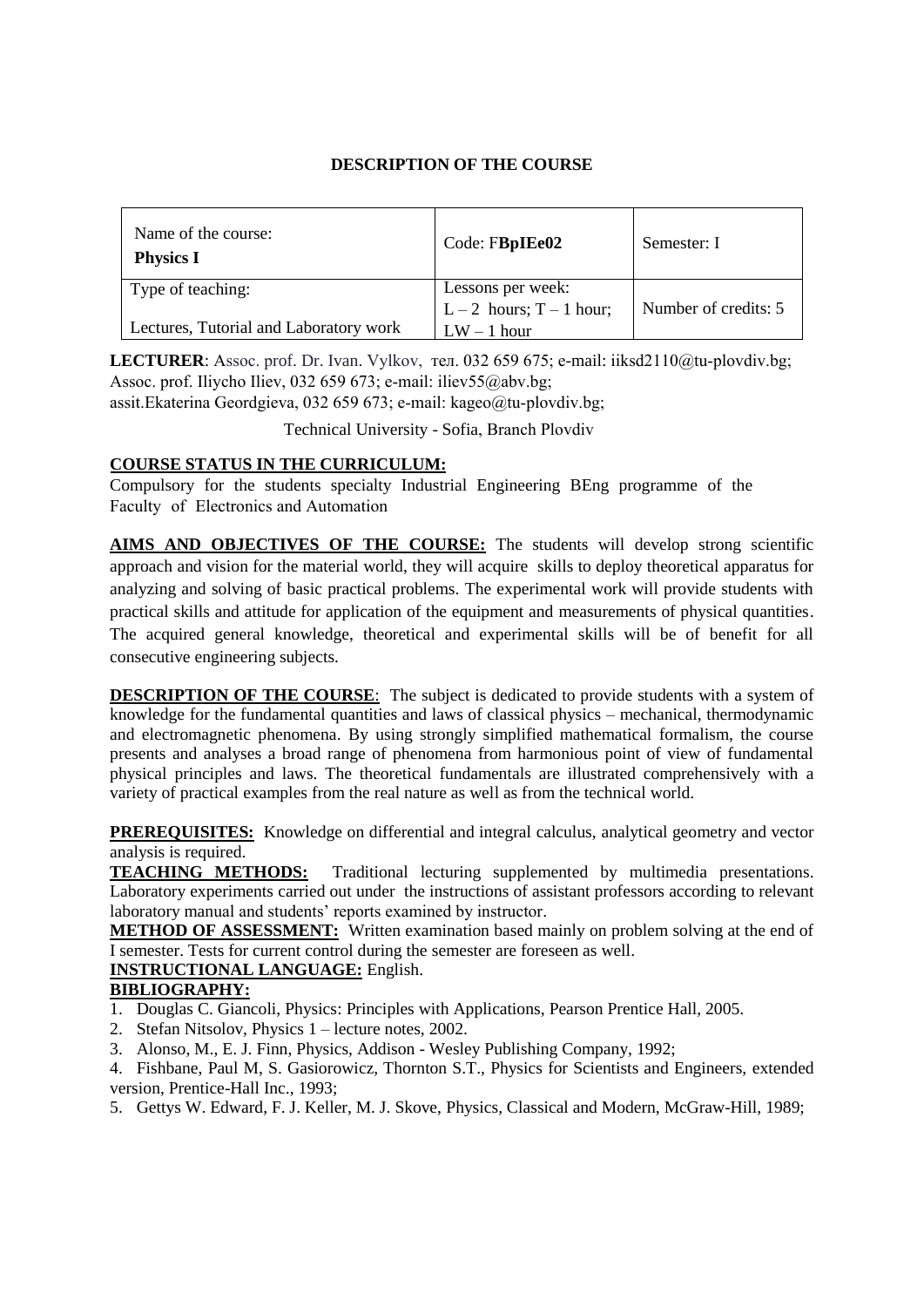**DESCRIPTION OF THE COURSE**

| Name of the course: **Physics I** | Code: F**BpIEe02** | Semester: I |
| --- | --- | --- |
| Type of teaching: Lectures, Tutorial and Laboratory work | Lessons per week: L – 2 hours; T – 1 hour; LW – 1 hour | Number of credits: 5 |

**LECTURER**: Assoc. prof. Dr. Ivan. Vylkov, тел. 032 659 675; e-mail: iiksd2110@tu-plovdiv.bg;
Assoc. prof. Iliycho Iliev, 032 659 673; e-mail: iliev55@abv.bg;
assit.Ekaterina Geordgieva, 032 659 673; e-mail: kageo@tu-plovdiv.bg;

Technical University - Sofia, Branch Plovdiv

**COURSE STATUS IN THE CURRICULUM:**
Compulsory for the students specialty Industrial Engineering BEng programme of the Faculty of Electronics and Automation

**AIMS AND OBJECTIVES OF THE COURSE:** The students will develop strong scientific approach and vision for the material world, they will acquire skills to deploy theoretical apparatus for analyzing and solving of basic practical problems. The experimental work will provide students with practical skills and attitude for application of the equipment and measurements of physical quantities. The acquired general knowledge, theoretical and experimental skills will be of benefit for all consecutive engineering subjects.

**DESCRIPTION OF THE COURSE**: The subject is dedicated to provide students with a system of knowledge for the fundamental quantities and laws of classical physics – mechanical, thermodynamic and electromagnetic phenomena. By using strongly simplified mathematical formalism, the course presents and analyses a broad range of phenomena from harmonious point of view of fundamental physical principles and laws. The theoretical fundamentals are illustrated comprehensively with a variety of practical examples from the real nature as well as from the technical world.

**PREREQUISITES:** Knowledge on differential and integral calculus, analytical geometry and vector analysis is required.

**TEACHING METHODS:** Traditional lecturing supplemented by multimedia presentations. Laboratory experiments carried out under the instructions of assistant professors according to relevant laboratory manual and students' reports examined by instructor.

**METHOD OF ASSESSMENT:** Written examination based mainly on problem solving at the end of I semester. Tests for current control during the semester are foreseen as well.

**INSTRUCTIONAL LANGUAGE:** English.

**BIBLIOGRAPHY:**

1. Douglas C. Giancoli, Physics: Principles with Applications, Pearson Prentice Hall, 2005.
2. Stefan Nitsolov, Physics 1 – lecture notes, 2002.
3. Alonso, M., E. J. Finn, Physics, Addison - Wesley Publishing Company, 1992;
4. Fishbane, Paul M, S. Gasiorowicz, Thornton S.T., Physics for Scientists and Engineers, extended version, Prentice-Hall Inc., 1993;
5. Gettys W. Edward, F. J. Keller, M. J. Skove, Physics, Classical and Modern, McGraw-Hill, 1989;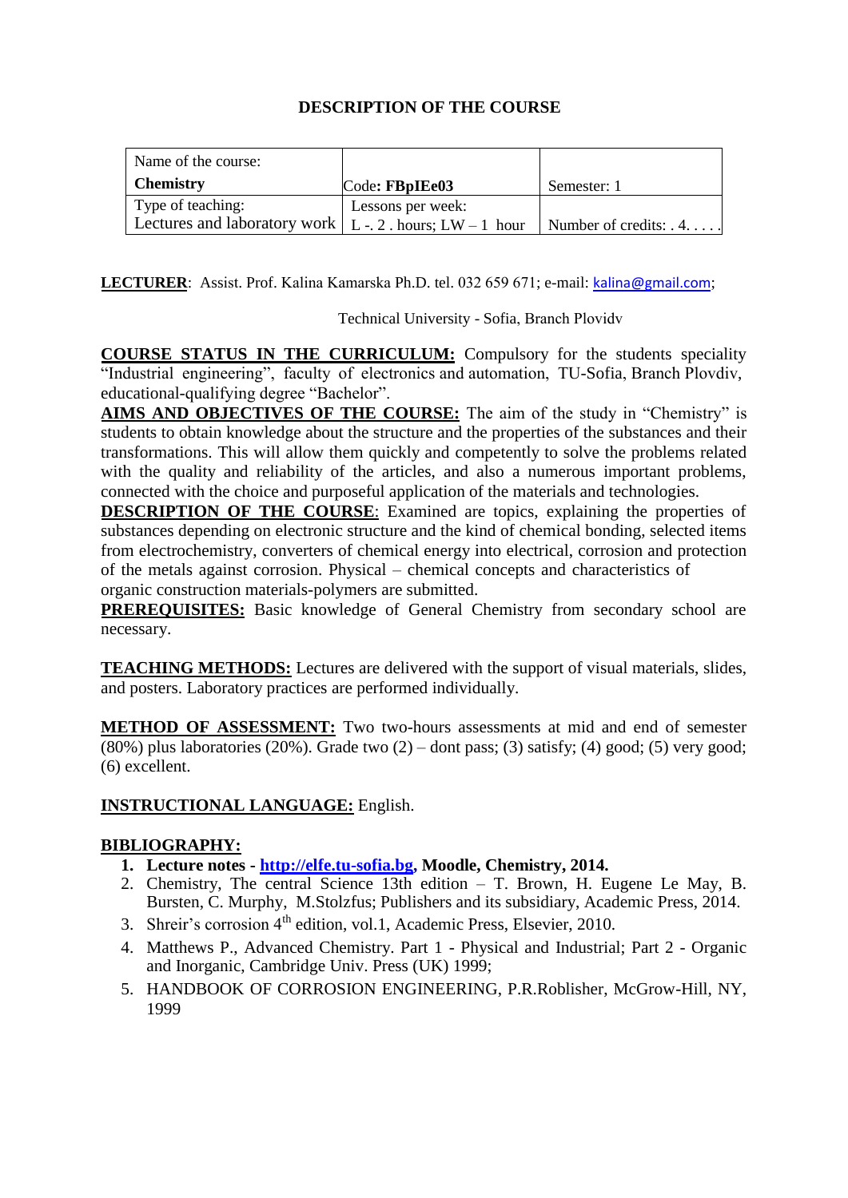# DESCRIPTION OF THE COURSE

| Name of the course: **Chemistry** | Code**: FBpIEe03** | Semester: 1 |
|---|---|---|
| Type of teaching: Lectures and laboratory work | Lessons per week: L -. 2 . hours; LW – 1 hour | Number of credits: . 4. . . . . |

**LECTURER**: Assist. Prof. Kalina Kamarska Ph.D. tel. 032 659 671; e-mail: kalina@gmail.com;

Technical University - Sofia, Branch Plovidv

**COURSE STATUS IN THE CURRICULUM:** Compulsory for the students speciality "Industrial engineering", faculty of electronics and automation, TU-Sofia, Branch Plovdiv, educational-qualifying degree "Bachelor".

**AIMS AND OBJECTIVES OF THE COURSE:** The aim of the study in "Chemistry" is students to obtain knowledge about the structure and the properties of the substances and their transformations. This will allow them quickly and competently to solve the problems related with the quality and reliability of the articles, and also a numerous important problems, connected with the choice and purposeful application of the materials and technologies.

**DESCRIPTION OF THE COURSE**: Examined are topics, explaining the properties of substances depending on electronic structure and the kind of chemical bonding, selected items from electrochemistry, converters of chemical energy into electrical, corrosion and protection of the metals against corrosion. Physical – chemical concepts and characteristics of organic construction materials-polymers are submitted.

**PREREQUISITES:** Basic knowledge of General Chemistry from secondary school are necessary.

**TEACHING METHODS:** Lectures are delivered with the support of visual materials, slides, and posters. Laboratory practices are performed individually.

**METHOD OF ASSESSMENT:** Two two-hours assessments at mid and end of semester (80%) plus laboratories (20%). Grade two (2) – dont pass; (3) satisfy; (4) good; (5) very good; (6) excellent.

**INSTRUCTIONAL LANGUAGE:** English.

**BIBLIOGRAPHY:**

1. **Lecture notes - http://elfe.tu-sofia.bg, Moodle, Chemistry, 2014.**
2. Chemistry, The central Science 13th edition – T. Brown, H. Eugene Le May, B. Bursten, C. Murphy, M.Stolzfus; Publishers and its subsidiary, Academic Press, 2014.
3. Shreir's corrosion 4th edition, vol.1, Academic Press, Elsevier, 2010.
4. Matthews P., Advanced Chemistry. Part 1 - Physical and Industrial; Part 2 - Organic and Inorganic, Cambridge Univ. Press (UK) 1999;
5. HANDBOOK OF CORROSION ENGINEERING, P.R.Roblisher, McGrow-Hill, NY, 1999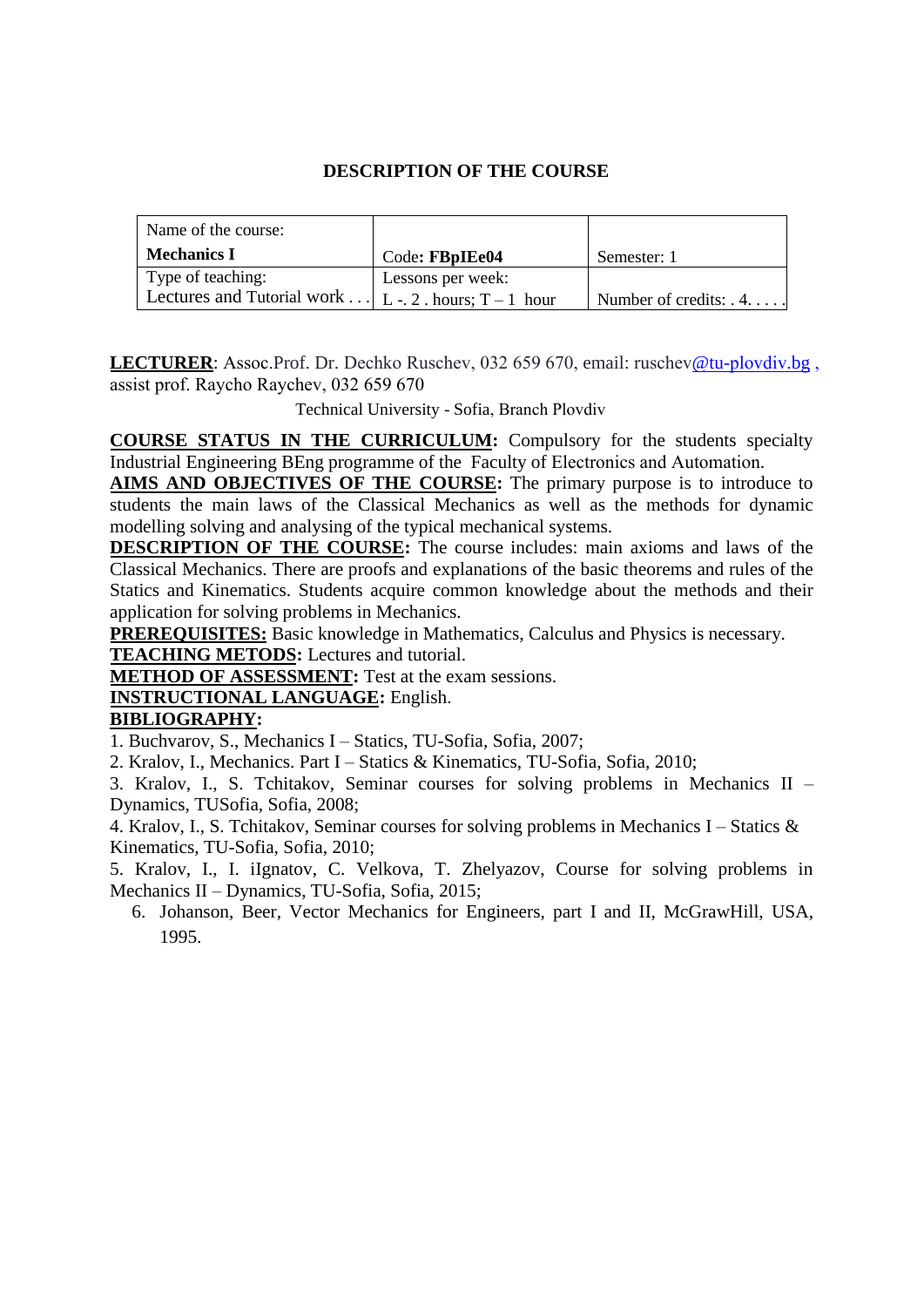## DESCRIPTION OF THE COURSE

| Name of the course: **Mechanics I** | Code**: FBpIEe04** | Semester: 1 |
|---|---|---|
| Type of teaching: Lectures and Tutorial work . . . | Lessons per week: L -. 2 . hours; T – 1 hour | Number of credits: . 4. . . . . |

**LECTURER**: Assoc.Prof. Dr. Dechko Ruschev, 032 659 670, email: ruschev@tu-plovdiv.bg , assist prof. Raycho Raychev, 032 659 670

Technical University - Sofia, Branch Plovdiv

**COURSE STATUS IN THE CURRICULUM:** Compulsory for the students specialty Industrial Engineering BEng programme of the Faculty of Electronics and Automation.

**AIMS AND OBJECTIVES OF THE COURSE:** The primary purpose is to introduce to students the main laws of the Classical Mechanics as well as the methods for dynamic modelling solving and analysing of the typical mechanical systems.

**DESCRIPTION OF THE COURSE:** The course includes: main axioms and laws of the Classical Mechanics. There are proofs and explanations of the basic theorems and rules of the Statics and Kinematics. Students acquire common knowledge about the methods and their application for solving problems in Mechanics.

**PREREQUISITES:** Basic knowledge in Mathematics, Calculus and Physics is necessary.

**TEACHING METODS:** Lectures and tutorial.

**METHOD OF ASSESSMENT:** Test at the exam sessions.

**INSTRUCTIONAL LANGUAGE:** English.

**BIBLIOGRAPHY:**

1. Buchvarov, S., Mechanics I – Statics, TU-Sofia, Sofia, 2007;
2. Kralov, I., Mechanics. Part I – Statics & Kinematics, TU-Sofia, Sofia, 2010;
3. Kralov, I., S. Tchitakov, Seminar courses for solving problems in Mechanics II – Dynamics, TUSofia, Sofia, 2008;
4. Kralov, I., S. Tchitakov, Seminar courses for solving problems in Mechanics I – Statics & Kinematics, TU-Sofia, Sofia, 2010;
5. Kralov, I., I. iIgnatov, C. Velkova, T. Zhelyazov, Course for solving problems in Mechanics II – Dynamics, TU-Sofia, Sofia, 2015;
6. Johanson, Beer, Vector Mechanics for Engineers, part I and II, McGrawHill, USA, 1995.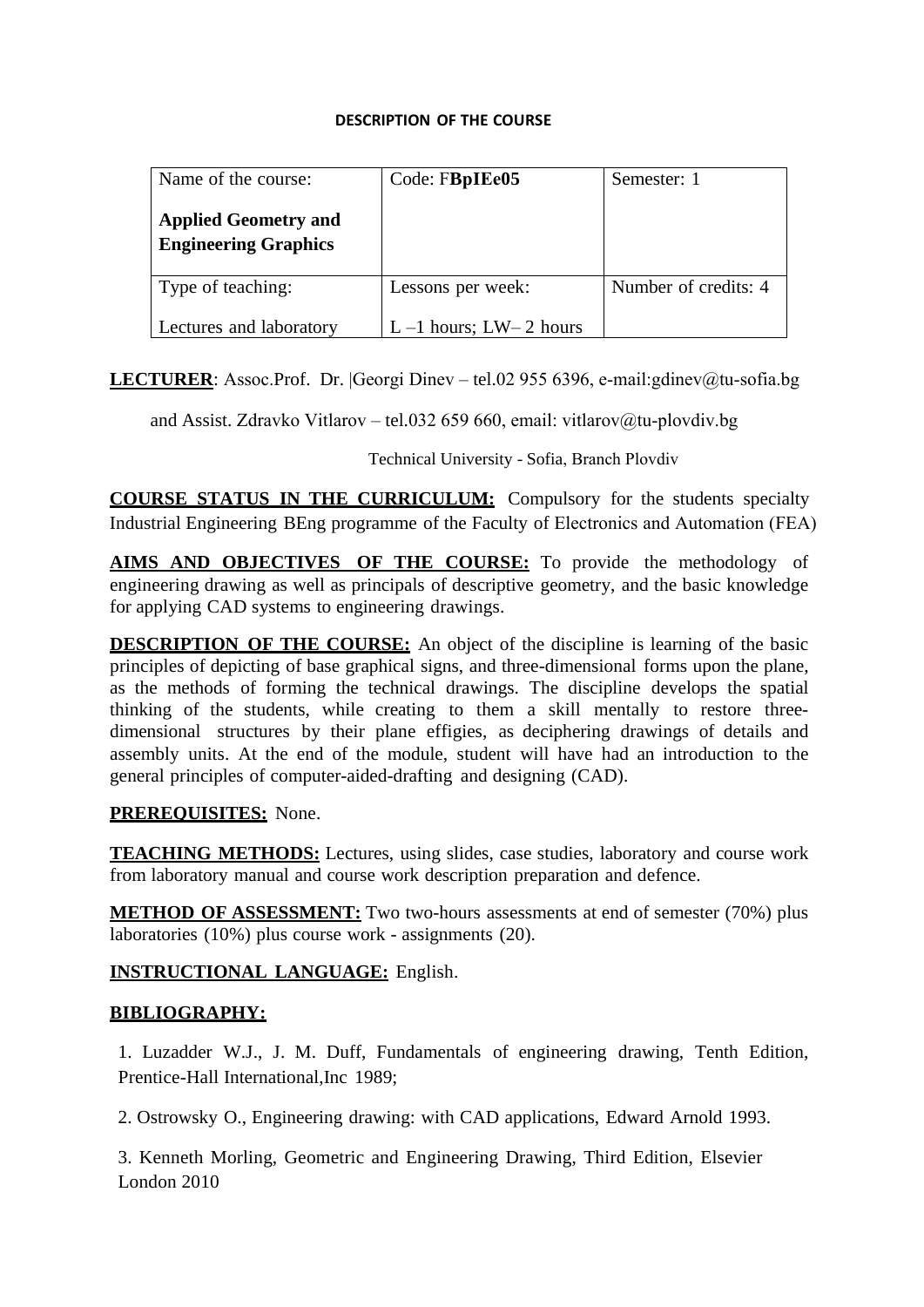**DESCRIPTION OF THE COURSE**

| Name of the course:<br><br>**Applied Geometry and Engineering Graphics** | Code: F**BpIEe05** | Semester: 1 |
| --- | --- | --- |
| Type of teaching:<br><br>Lectures and laboratory | Lessons per week:<br><br>L –1 hours; LW– 2 hours | Number of credits: 4 |

**LECTURER**: Assoc.Prof. Dr. |Georgi Dinev – tel.02 955 6396, e-mail:gdinev@tu-sofia.bg

and Assist. Zdravko Vitlarov – tel.032 659 660, email: vitlarov@tu-plovdiv.bg

Technical University - Sofia, Branch Plovdiv

**COURSE STATUS IN THE CURRICULUM:** Compulsory for the students specialty Industrial Engineering BEng programme of the Faculty of Electronics and Automation (FEA)

**AIMS AND OBJECTIVES OF THE COURSE:** To provide the methodology of engineering drawing as well as principals of descriptive geometry, and the basic knowledge for applying CAD systems to engineering drawings.

**DESCRIPTION OF THE COURSE:** An object of the discipline is learning of the basic principles of depicting of base graphical signs, and three-dimensional forms upon the plane, as the methods of forming the technical drawings. The discipline develops the spatial thinking of the students, while creating to them a skill mentally to restore three-dimensional structures by their plane effigies, as deciphering drawings of details and assembly units. At the end of the module, student will have had an introduction to the general principles of computer-aided-drafting and designing (CAD).

**PREREQUISITES:** None.

**TEACHING METHODS:** Lectures, using slides, case studies, laboratory and course work from laboratory manual and course work description preparation and defence.

**METHOD OF ASSESSMENT:** Two two-hours assessments at end of semester (70%) plus laboratories (10%) plus course work - assignments (20).

**INSTRUCTIONAL LANGUAGE:** English.

**BIBLIOGRAPHY:**

1. Luzadder W.J., J. M. Duff, Fundamentals of engineering drawing, Tenth Edition, Prentice-Hall International,Inc 1989;

2. Ostrowsky O., Engineering drawing: with CAD applications, Edward Arnold 1993.

3. Kenneth Morling, Geometric and Engineering Drawing, Third Edition, Elsevier London 2010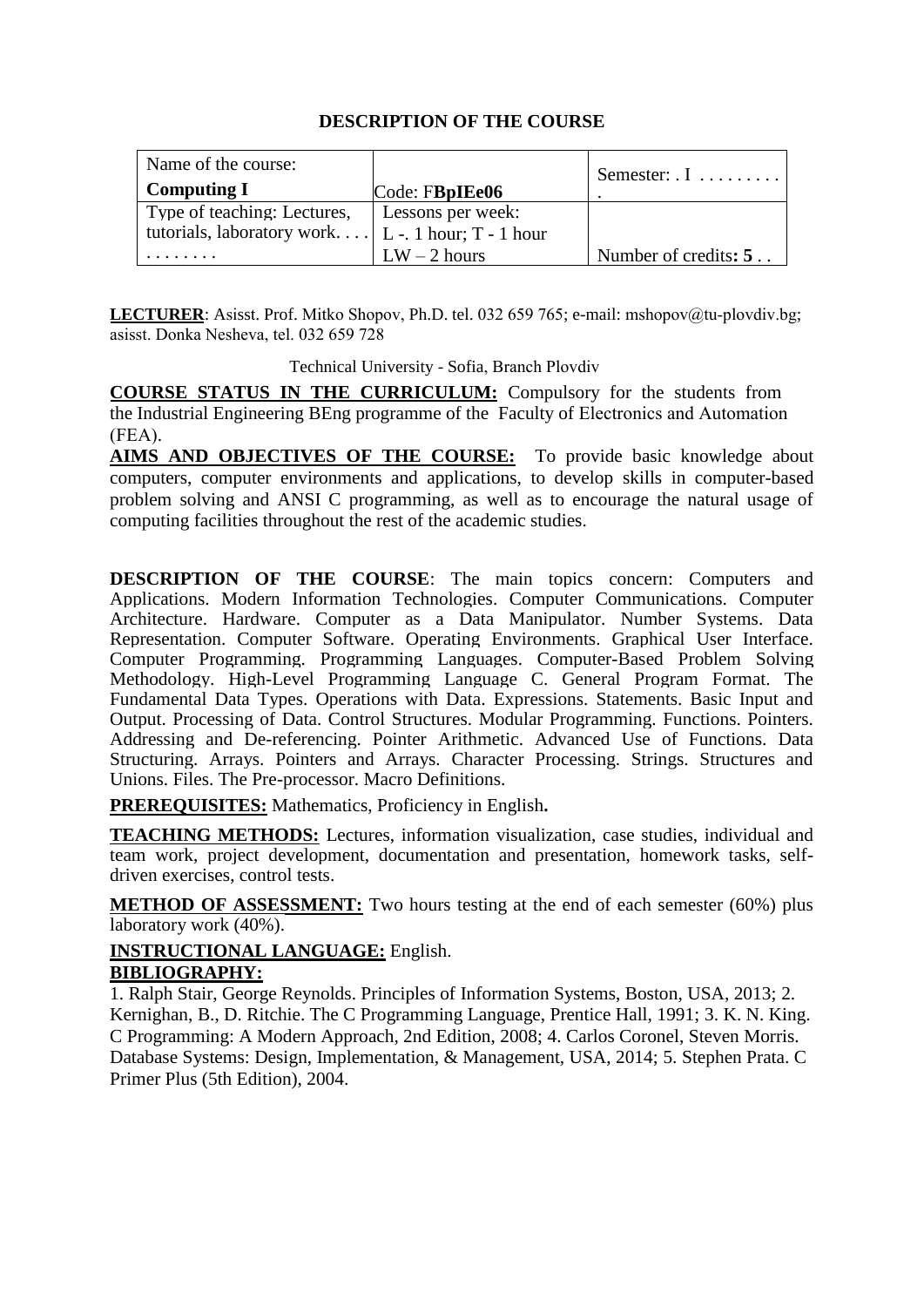# DESCRIPTION OF THE COURSE

| Name of the course: **Computing I** | Code: F**BpIEe06** | Semester: . I . . . . . . . . . . |
|---|---|---|
| Type of teaching: Lectures, tutorials, laboratory work. . . . . . . . . . . . | Lessons per week: L -. 1 hour; T - 1 hour LW – 2 hours | Number of credits**: 5** . . |

**LECTURER**: Asisst. Prof. Mitko Shopov, Ph.D. tel. 032 659 765; e-mail: mshopov@tu-plovdiv.bg; asisst. Donka Nesheva, tel. 032 659 728

Technical University - Sofia, Branch Plovdiv

**COURSE STATUS IN THE CURRICULUM:** Compulsory for the students from the Industrial Engineering BEng programme of the Faculty of Electronics and Automation (FEA).

**AIMS AND OBJECTIVES OF THE COURSE:** To provide basic knowledge about computers, computer environments and applications, to develop skills in computer-based problem solving and ANSI C programming, as well as to encourage the natural usage of computing facilities throughout the rest of the academic studies.

**DESCRIPTION OF THE COURSE**: The main topics concern: Computers and Applications. Modern Information Technologies. Computer Communications. Computer Architecture. Hardware. Computer as a Data Manipulator. Number Systems. Data Representation. Computer Software. Operating Environments. Graphical User Interface. Computer Programming. Programming Languages. Computer-Based Problem Solving Methodology. High-Level Programming Language C. General Program Format. The Fundamental Data Types. Operations with Data. Expressions. Statements. Basic Input and Output. Processing of Data. Control Structures. Modular Programming. Functions. Pointers. Addressing and De-referencing. Pointer Arithmetic. Advanced Use of Functions. Data Structuring. Arrays. Pointers and Arrays. Character Processing. Strings. Structures and Unions. Files. The Pre-processor. Macro Definitions.

**PREREQUISITES:** Mathematics, Proficiency in English**.**

**TEACHING METHODS:** Lectures, information visualization, case studies, individual and team work, project development, documentation and presentation, homework tasks, self-driven exercises, control tests.

**METHOD OF ASSESSMENT:** Two hours testing at the end of each semester (60%) plus laboratory work (40%).

**INSTRUCTIONAL LANGUAGE:** English.

**BIBLIOGRAPHY:**

1. Ralph Stair, George Reynolds. Principles of Information Systems, Boston, USA, 2013; 2. Kernighan, B., D. Ritchie. The C Programming Language, Prentice Hall, 1991; 3. K. N. King. C Programming: A Modern Approach, 2nd Edition, 2008; 4. Carlos Coronel, Steven Morris. Database Systems: Design, Implementation, & Management, USA, 2014; 5. Stephen Prata. C Primer Plus (5th Edition), 2004.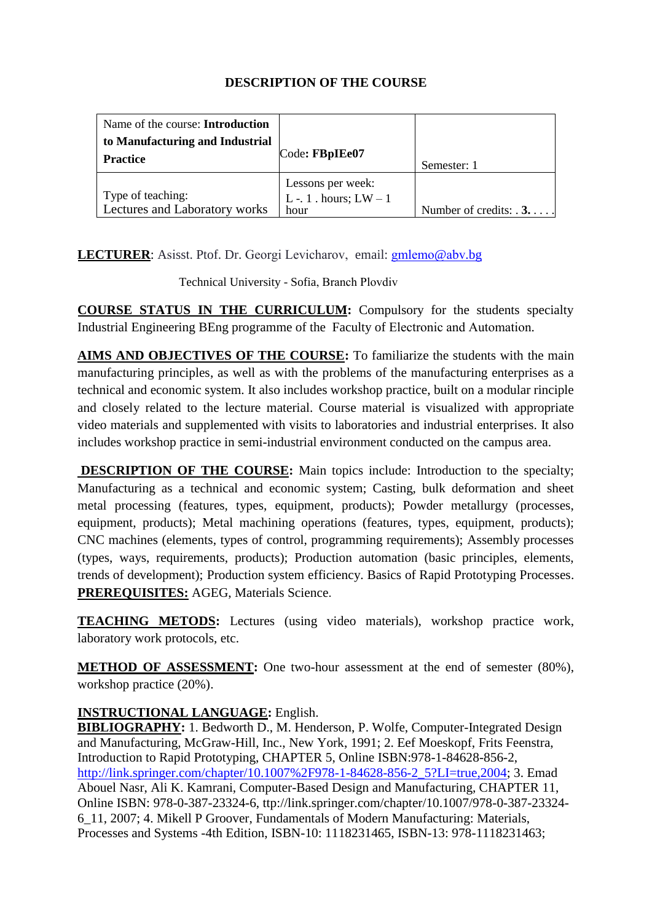# DESCRIPTION OF THE COURSE

| Name of the course: **Introduction to Manufacturing and Industrial Practice** | Code**: FBpIEe07** | Semester: 1 |
|---|---|---|
| Type of teaching: Lectures and Laboratory works | Lessons per week: L -. 1 . hours; LW – 1 hour | Number of credits: . **3.** . . . . |

**LECTURER**: Asisst. Ptof. Dr. Georgi Levicharov, email: gmlemo@abv.bg

Technical University - Sofia, Branch Plovdiv

**COURSE STATUS IN THE CURRICULUM:** Compulsory for the students specialty Industrial Engineering BEng programme of the Faculty of Electronic and Automation.

**AIMS AND OBJECTIVES OF THE COURSE:** To familiarize the students with the main manufacturing principles, as well as with the problems of the manufacturing enterprises as a technical and economic system. It also includes workshop practice, built on a modular rinciple and closely related to the lecture material. Course material is visualized with appropriate video materials and supplemented with visits to laboratories and industrial enterprises. It also includes workshop practice in semi-industrial environment conducted on the campus area.

**DESCRIPTION OF THE COURSE:** Main topics include: Introduction to the specialty; Manufacturing as a technical and economic system; Casting, bulk deformation and sheet metal processing (features, types, equipment, products); Powder metallurgy (processes, equipment, products); Metal machining operations (features, types, equipment, products); CNC machines (elements, types of control, programming requirements); Assembly processes (types, ways, requirements, products); Production automation (basic principles, elements, trends of development); Production system efficiency. Basics of Rapid Prototyping Processes.
**PREREQUISITES:** AGEG, Materials Science.

**TEACHING METODS:** Lectures (using video materials), workshop practice work, laboratory work protocols, etc.

**METHOD OF ASSESSMENT:** One two-hour assessment at the end of semester (80%), workshop practice (20%).

**INSTRUCTIONAL LANGUAGE:** English.
**BIBLIOGRAPHY:** 1. Bedworth D., M. Henderson, P. Wolfe, Computer-Integrated Design and Manufacturing, McGraw-Hill, Inc., New York, 1991; 2. Eef Moeskopf, Frits Feenstra, Introduction to Rapid Prototyping, CHAPTER 5, Online ISBN:978-1-84628-856-2, http://link.springer.com/chapter/10.1007%2F978-1-84628-856-2_5?LI=true,2004; 3. Emad Abouel Nasr, Ali K. Kamrani, Computer-Based Design and Manufacturing, CHAPTER 11, Online ISBN: 978-0-387-23324-6, ttp://link.springer.com/chapter/10.1007/978-0-387-23324-6_11, 2007; 4. Mikell P Groover, Fundamentals of Modern Manufacturing: Materials, Processes and Systems -4th Edition, ISBN-10: 1118231465, ISBN-13: 978-1118231463;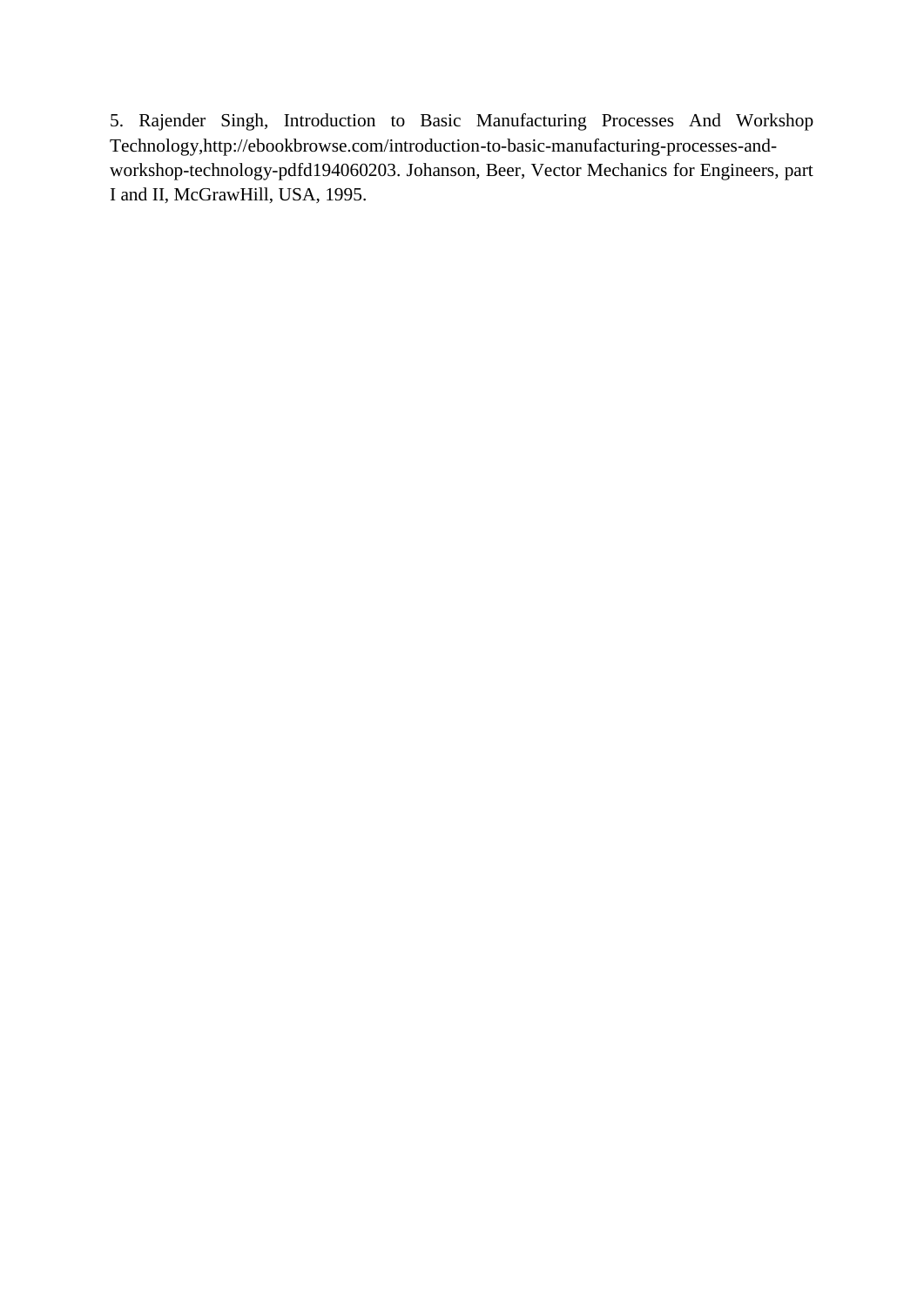5. Rajender Singh, Introduction to Basic Manufacturing Processes And Workshop Technology,http://ebookbrowse.com/introduction-to-basic-manufacturing-processes-and-workshop-technology-pdfd194060203. Johanson, Beer, Vector Mechanics for Engineers, part I and II, McGrawHill, USA, 1995.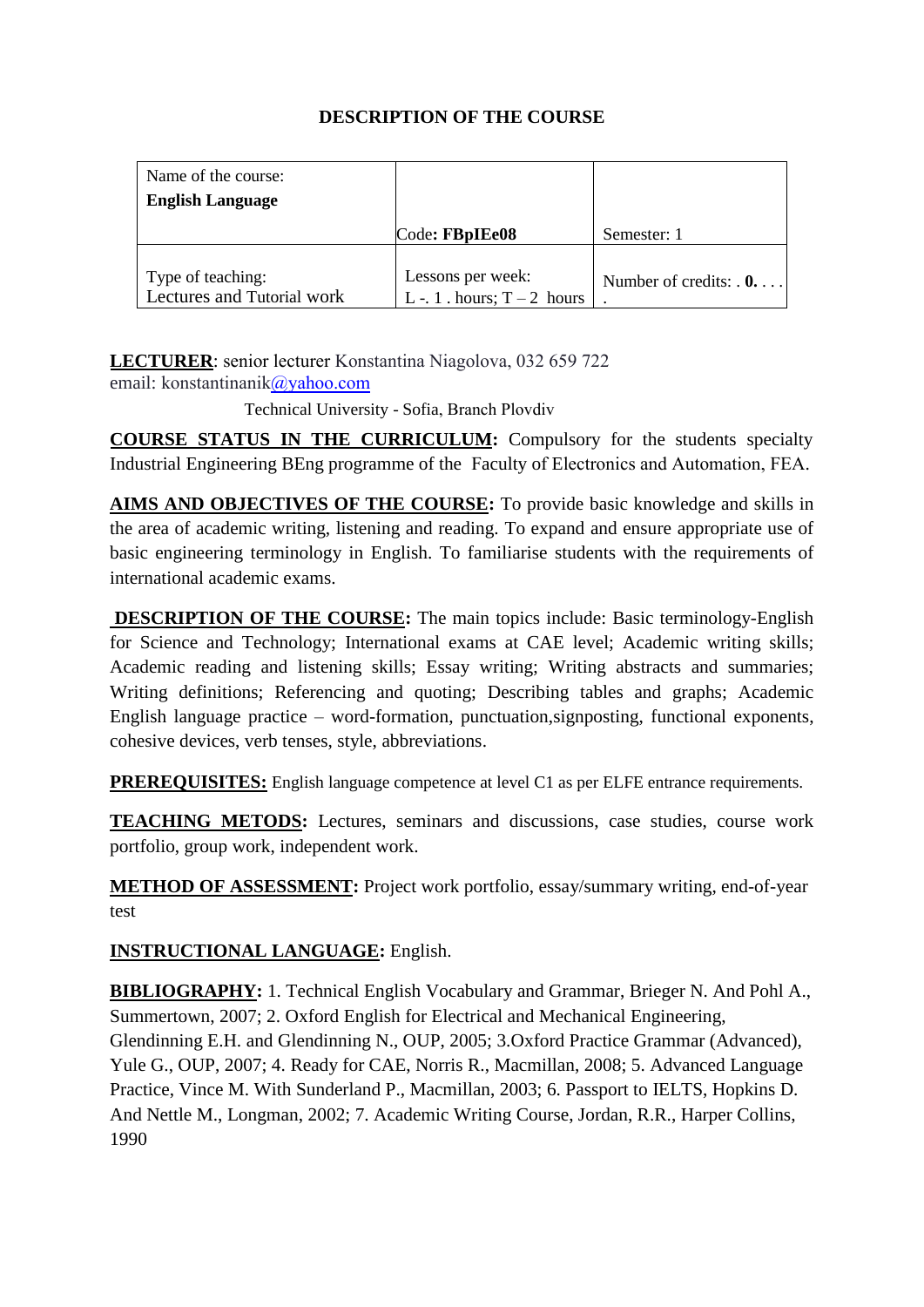**DESCRIPTION OF THE COURSE**

| Name of the course: **English Language** | Code**: FBpIEe08** | Semester: 1 |
|---|---|---|
| Type of teaching: Lectures and Tutorial work | Lessons per week: L -. 1 . hours; T – 2 hours | Number of credits: . **0.** . . . . |

**LECTURER**: senior lecturer Konstantina Niagolova, 032 659 722
email: konstantinanik@yahoo.com

Technical University - Sofia, Branch Plovdiv

**COURSE STATUS IN THE CURRICULUM:** Compulsory for the students specialty Industrial Engineering BEng programme of the Faculty of Electronics and Automation, FEA.

**AIMS AND OBJECTIVES OF THE COURSE:** To provide basic knowledge and skills in the area of academic writing, listening and reading. To expand and ensure appropriate use of basic engineering terminology in English. To familiarise students with the requirements of international academic exams.

**DESCRIPTION OF THE COURSE:** The main topics include: Basic terminology-English for Science and Technology; International exams at CAE level; Academic writing skills; Academic reading and listening skills; Essay writing; Writing abstracts and summaries; Writing definitions; Referencing and quoting; Describing tables and graphs; Academic English language practice – word-formation, punctuation,signposting, functional exponents, cohesive devices, verb tenses, style, abbreviations.

**PREREQUISITES:** English language competence at level C1 as per ELFE entrance requirements.

**TEACHING METODS:** Lectures, seminars and discussions, case studies, course work portfolio, group work, independent work.

**METHOD OF ASSESSMENT:** Project work portfolio, essay/summary writing, end-of-year test

**INSTRUCTIONAL LANGUAGE:** English.

**BIBLIOGRAPHY:** 1. Technical English Vocabulary and Grammar, Brieger N. And Pohl A., Summertown, 2007; 2. Oxford English for Electrical and Mechanical Engineering, Glendinning E.H. and Glendinning N., OUP, 2005; 3.Oxford Practice Grammar (Advanced), Yule G., OUP, 2007; 4. Ready for CAE, Norris R., Macmillan, 2008; 5. Advanced Language Practice, Vince M. With Sunderland P., Macmillan, 2003; 6. Passport to IELTS, Hopkins D. And Nettle M., Longman, 2002; 7. Academic Writing Course, Jordan, R.R., Harper Collins, 1990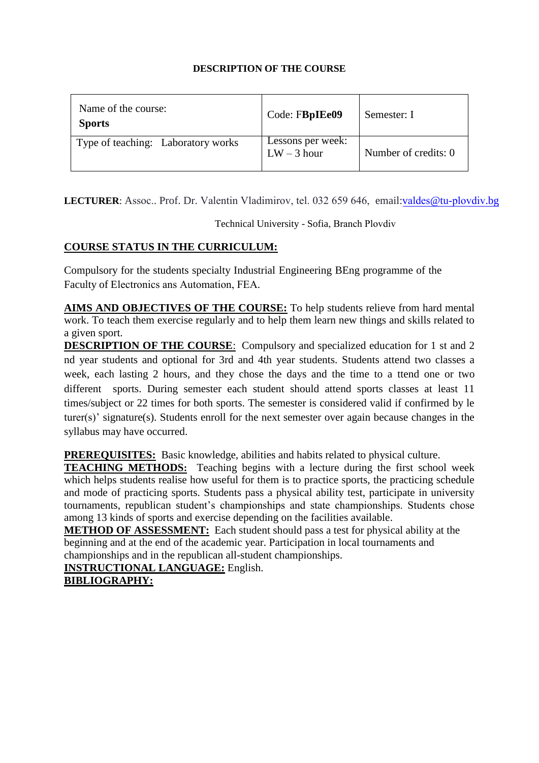**DESCRIPTION OF THE COURSE**

| Name of the course: **Sports** | Code: F**BpIEe09** | Semester: I |
| --- | --- | --- |
| Type of teaching: Laboratory works | Lessons per week: LW – 3 hour | Number of credits: 0 |

**LECTURER**: Assoc.. Prof. Dr. Valentin Vladimirov, tel. 032 659 646, email:valdes@tu-plovdiv.bg

Technical University - Sofia, Branch Plovdiv

**COURSE STATUS IN THE CURRICULUM:**

Compulsory for the students specialty Industrial Engineering BEng programme of the Faculty of Electronics ans Automation, FEA.

**AIMS AND OBJECTIVES OF THE COURSE:** To help students relieve from hard mental work. To teach them exercise regularly and to help them learn new things and skills related to a given sport.

**DESCRIPTION OF THE COURSE**: Compulsory and specialized education for 1 st and 2 nd year students and optional for 3rd and 4th year students. Students attend two classes a week, each lasting 2 hours, and they chose the days and the time to a ttend one or two different sports. During semester each student should attend sports classes at least 11 times/subject or 22 times for both sports. The semester is considered valid if confirmed by le turer(s)' signature(s). Students enroll for the next semester over again because changes in the syllabus may have occurred.

**PREREQUISITES:** Basic knowledge, abilities and habits related to physical culture.

**TEACHING METHODS:** Teaching begins with a lecture during the first school week which helps students realise how useful for them is to practice sports, the practicing schedule and mode of practicing sports. Students pass a physical ability test, participate in university tournaments, republican student's championships and state championships. Students chose among 13 kinds of sports and exercise depending on the facilities available.

**METHOD OF ASSESSMENT:** Each student should pass a test for physical ability at the beginning and at the end of the academic year. Participation in local tournaments and championships and in the republican all-student championships.

**INSTRUCTIONAL LANGUAGE:** English.

**BIBLIOGRAPHY:**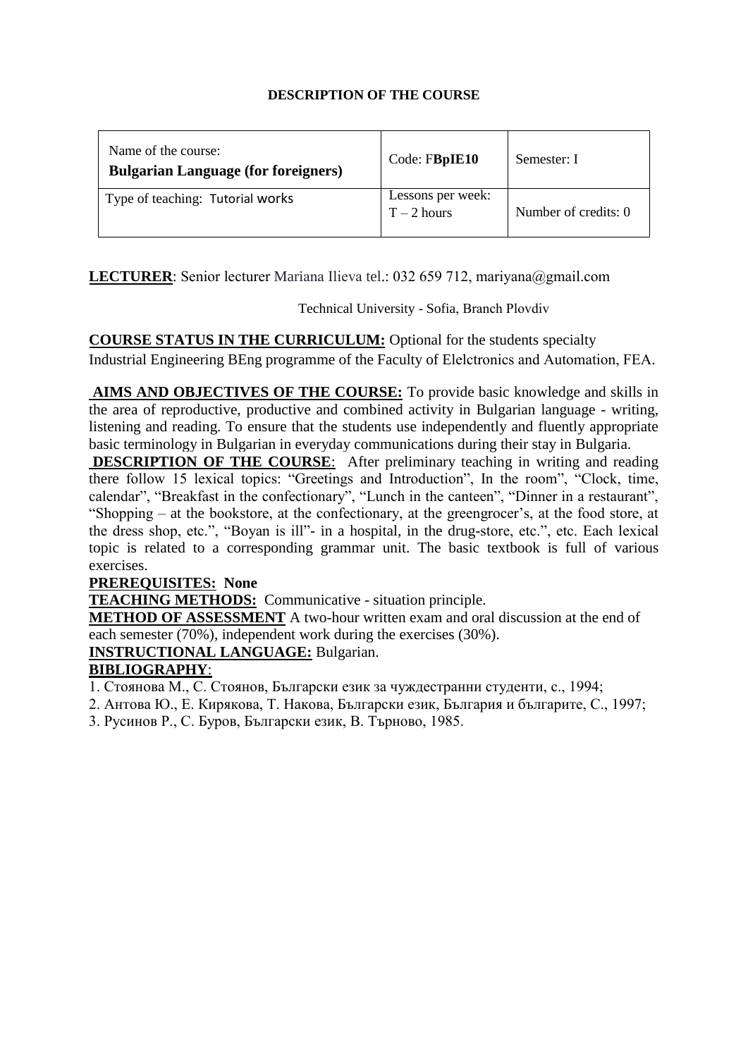**DESCRIPTION OF THE COURSE**

| Name of the course: **Bulgarian Language (for foreigners)** | Code: F**BpIE10** | Semester: I |
| --- | --- | --- |
| Type of teaching: Tutorial works | Lessons per week: T – 2 hours | Number of credits: 0 |

**LECTURER**: Senior lecturer Mariana Ilieva tel.: 032 659 712, mariyana@gmail.com

Technical University - Sofia, Branch Plovdiv

**COURSE STATUS IN THE CURRICULUM:** Optional for the students specialty Industrial Engineering BEng programme of the Faculty of Elelctronics and Automation, FEA.

**AIMS AND OBJECTIVES OF THE COURSE:** To provide basic knowledge and skills in the area of reproductive, productive and combined activity in Bulgarian language - writing, listening and reading. To ensure that the students use independently and fluently appropriate basic terminology in Bulgarian in everyday communications during their stay in Bulgaria.

**DESCRIPTION OF THE COURSE**: After preliminary teaching in writing and reading there follow 15 lexical topics: "Greetings and Introduction", In the room", "Clock, time, calendar", "Breakfast in the confectionary", "Lunch in the canteen", "Dinner in a restaurant", "Shopping – at the bookstore, at the confectionary, at the greengrocer's, at the food store, at the dress shop, etc.", "Boyan is ill"- in a hospital, in the drug-store, etc.", etc. Each lexical topic is related to a corresponding grammar unit. The basic textbook is full of various exercises.

**PREREQUISITES: None**

**TEACHING METHODS:** Communicative - situation principle.

**METHOD OF ASSESSMENT** A two-hour written exam and oral discussion at the end of each semester (70%), independent work during the exercises (30%).

**INSTRUCTIONAL LANGUAGE:** Bulgarian.

**BIBLIOGRAPHY**:

1. Стоянова М., С. Стоянов, Български език за чуждестранни студенти, с., 1994;
2. Антова Ю., Е. Кирякова, Т. Накова, Български език, България и българите, С., 1997;
3. Русинов Р., С. Буров, Български език, В. Търново, 1985.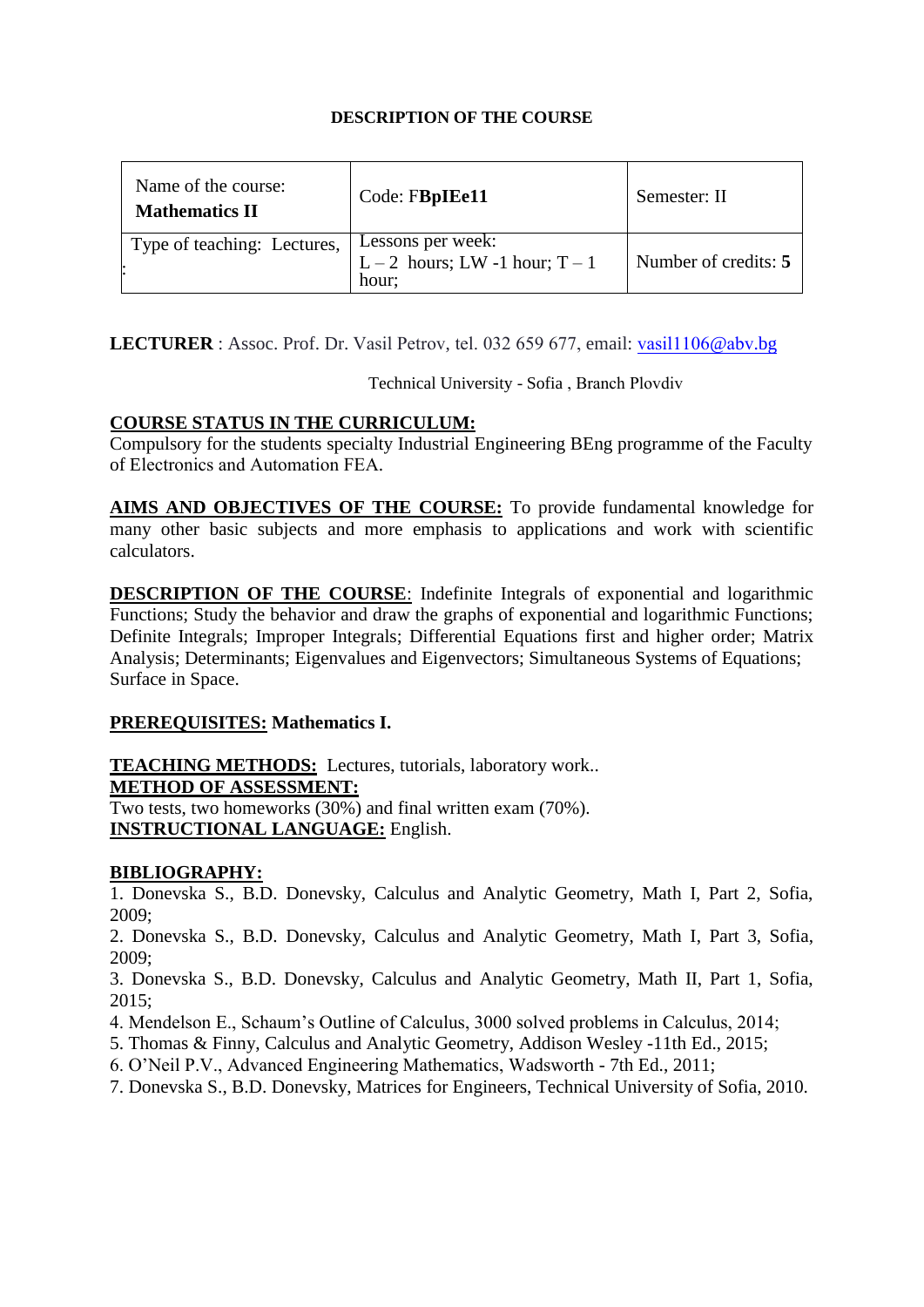**DESCRIPTION OF THE COURSE**

| Name of the course: **Mathematics II** | Code: F**BpIEe11** | Semester: II |
|---|---|---|
| Type of teaching: Lectures, : | Lessons per week: L – 2 hours; LW -1 hour; T – 1 hour; | Number of credits: **5** |

**LECTURER** : Assoc. Prof. Dr. Vasil Petrov, tel. 032 659 677, email: vasil1106@abv.bg

Technical University - Sofia , Branch Plovdiv

**COURSE STATUS IN THE CURRICULUM:**
Compulsory for the students specialty Industrial Engineering BEng programme of the Faculty of Electronics and Automation FEA.

**AIMS AND OBJECTIVES OF THE COURSE:** To provide fundamental knowledge for many other basic subjects and more emphasis to applications and work with scientific calculators.

**DESCRIPTION OF THE COURSE**: Indefinite Integrals of exponential and logarithmic Functions; Study the behavior and draw the graphs of exponential and logarithmic Functions; Definite Integrals; Improper Integrals; Differential Equations first and higher order; Matrix Analysis; Determinants; Eigenvalues and Eigenvectors; Simultaneous Systems of Equations; Surface in Space.

**PREREQUISITES: Mathematics I.**

**TEACHING METHODS:** Lectures, tutorials, laboratory work..
**METHOD OF ASSESSMENT:**
Two tests, two homeworks (30%) and final written exam (70%).
**INSTRUCTIONAL LANGUAGE:** English.

**BIBLIOGRAPHY:**
1. Donevska S., B.D. Donevsky, Calculus and Analytic Geometry, Math I, Part 2, Sofia, 2009;
2. Donevska S., B.D. Donevsky, Calculus and Analytic Geometry, Math I, Part 3, Sofia, 2009;
3. Donevska S., B.D. Donevsky, Calculus and Analytic Geometry, Math II, Part 1, Sofia, 2015;
4. Mendelson E., Schaum's Outline of Calculus, 3000 solved problems in Calculus, 2014;
5. Thomas & Finny, Calculus and Analytic Geometry, Addison Wesley -11th Ed., 2015;
6. O'Neil P.V., Advanced Engineering Mathematics, Wadsworth - 7th Ed., 2011;
7. Donevska S., B.D. Donevsky, Matrices for Engineers, Technical University of Sofia, 2010.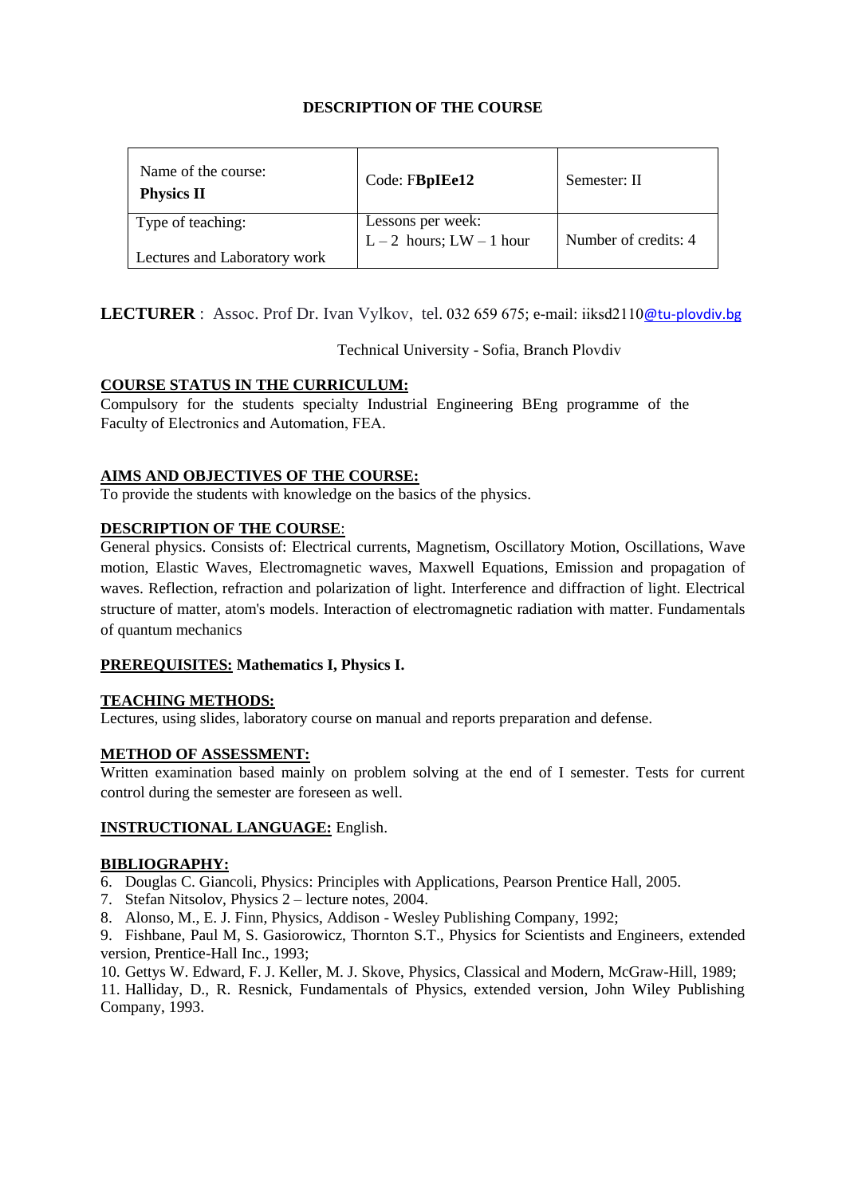**DESCRIPTION OF THE COURSE**

| Name of the course: **Physics II** | Code: F**BpIEe12** | Semester: II |
|---|---|---|
| Type of teaching: Lectures and Laboratory work | Lessons per week: L – 2 hours; LW – 1 hour | Number of credits: 4 |

**LECTURER** : Assoc. Prof Dr. Ivan Vylkov, tel. 032 659 675; e-mail: iiksd2110@tu-plovdiv.bg

Technical University - Sofia, Branch Plovdiv

**COURSE STATUS IN THE CURRICULUM:**
Compulsory for the students specialty Industrial Engineering BEng programme of the Faculty of Electronics and Automation, FEA.

**AIMS AND OBJECTIVES OF THE COURSE:**
To provide the students with knowledge on the basics of the physics.

**DESCRIPTION OF THE COURSE**:
General physics. Consists of: Electrical currents, Magnetism, Oscillatory Motion, Oscillations, Wave motion, Elastic Waves, Electromagnetic waves, Maxwell Equations, Emission and propagation of waves. Reflection, refraction and polarization of light. Interference and diffraction of light. Electrical structure of matter, atom's models. Interaction of electromagnetic radiation with matter. Fundamentals of quantum mechanics

**PREREQUISITES: Mathematics I, Physics I.**

**TEACHING METHODS:**
Lectures, using slides, laboratory course on manual and reports preparation and defense.

**METHOD OF ASSESSMENT:**
Written examination based mainly on problem solving at the end of I semester. Tests for current control during the semester are foreseen as well.

**INSTRUCTIONAL LANGUAGE:** English.

**BIBLIOGRAPHY:**

6. Douglas C. Giancoli, Physics: Principles with Applications, Pearson Prentice Hall, 2005.
7. Stefan Nitsolov, Physics 2 – lecture notes, 2004.
8. Alonso, M., E. J. Finn, Physics, Addison - Wesley Publishing Company, 1992;
9. Fishbane, Paul M, S. Gasiorowicz, Thornton S.T., Physics for Scientists and Engineers, extended version, Prentice-Hall Inc., 1993;
10. Gettys W. Edward, F. J. Keller, M. J. Skove, Physics, Classical and Modern, McGraw-Hill, 1989;
11. Halliday, D., R. Resnick, Fundamentals of Physics, extended version, John Wiley Publishing Company, 1993.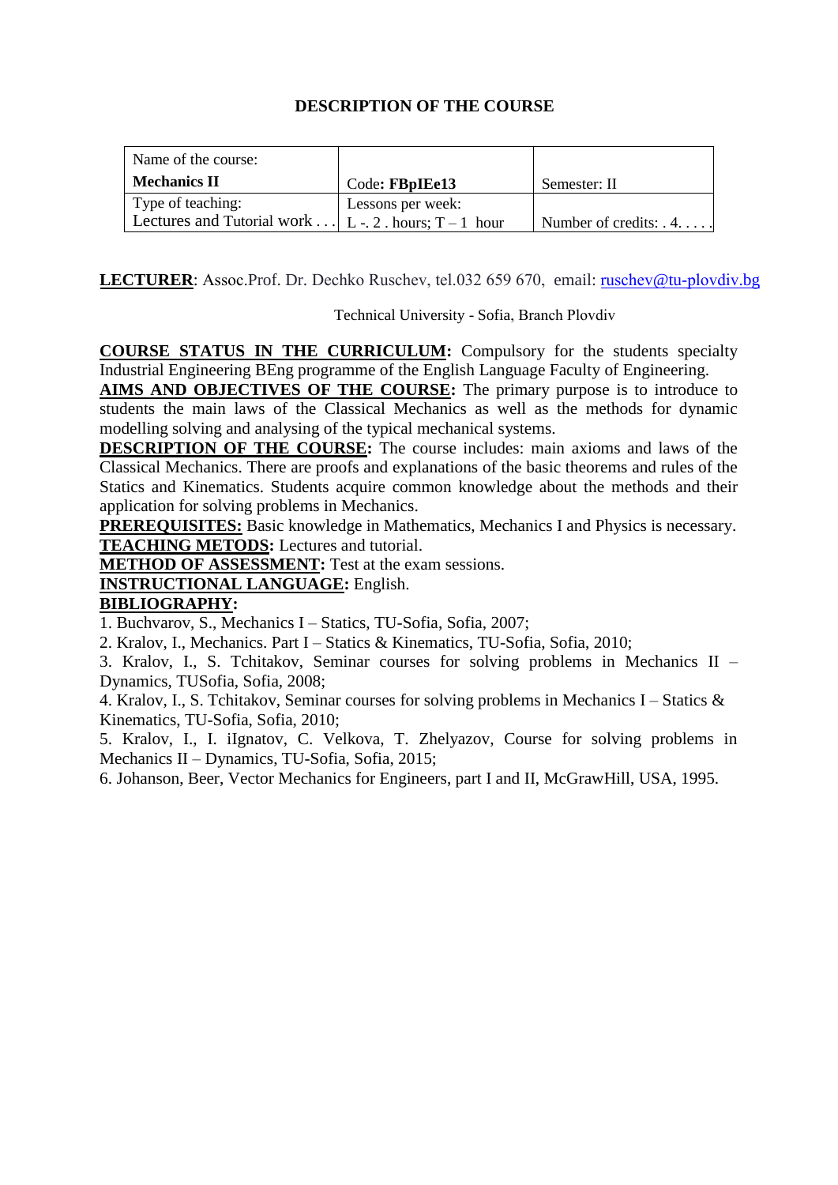# DESCRIPTION OF THE COURSE

| Name of the course: **Mechanics II** | Code: **FBpIEe13** | Semester: II |
|---|---|---|
| Type of teaching: Lectures and Tutorial work . . . | Lessons per week: L -. 2 . hours; T – 1 hour | Number of credits: . 4. . . . . |

**LECTURER**: Assoc.Prof. Dr. Dechko Ruschev, tel.032 659 670, email: ruschev@tu-plovdiv.bg

Technical University - Sofia, Branch Plovdiv

**COURSE STATUS IN THE CURRICULUM:** Compulsory for the students specialty Industrial Engineering BEng programme of the English Language Faculty of Engineering.

**AIMS AND OBJECTIVES OF THE COURSE:** The primary purpose is to introduce to students the main laws of the Classical Mechanics as well as the methods for dynamic modelling solving and analysing of the typical mechanical systems.

**DESCRIPTION OF THE COURSE:** The course includes: main axioms and laws of the Classical Mechanics. There are proofs and explanations of the basic theorems and rules of the Statics and Kinematics. Students acquire common knowledge about the methods and their application for solving problems in Mechanics.

**PREREQUISITES:** Basic knowledge in Mathematics, Mechanics I and Physics is necessary.

**TEACHING METODS:** Lectures and tutorial.

**METHOD OF ASSESSMENT:** Test at the exam sessions.

**INSTRUCTIONAL LANGUAGE:** English.

**BIBLIOGRAPHY:**

1. Buchvarov, S., Mechanics I – Statics, TU-Sofia, Sofia, 2007;
2. Kralov, I., Mechanics. Part I – Statics & Kinematics, TU-Sofia, Sofia, 2010;
3. Kralov, I., S. Tchitakov, Seminar courses for solving problems in Mechanics II – Dynamics, TUSofia, Sofia, 2008;
4. Kralov, I., S. Tchitakov, Seminar courses for solving problems in Mechanics I – Statics & Kinematics, TU-Sofia, Sofia, 2010;
5. Kralov, I., I. iIgnatov, C. Velkova, T. Zhelyazov, Course for solving problems in Mechanics II – Dynamics, TU-Sofia, Sofia, 2015;
6. Johanson, Beer, Vector Mechanics for Engineers, part I and II, McGrawHill, USA, 1995.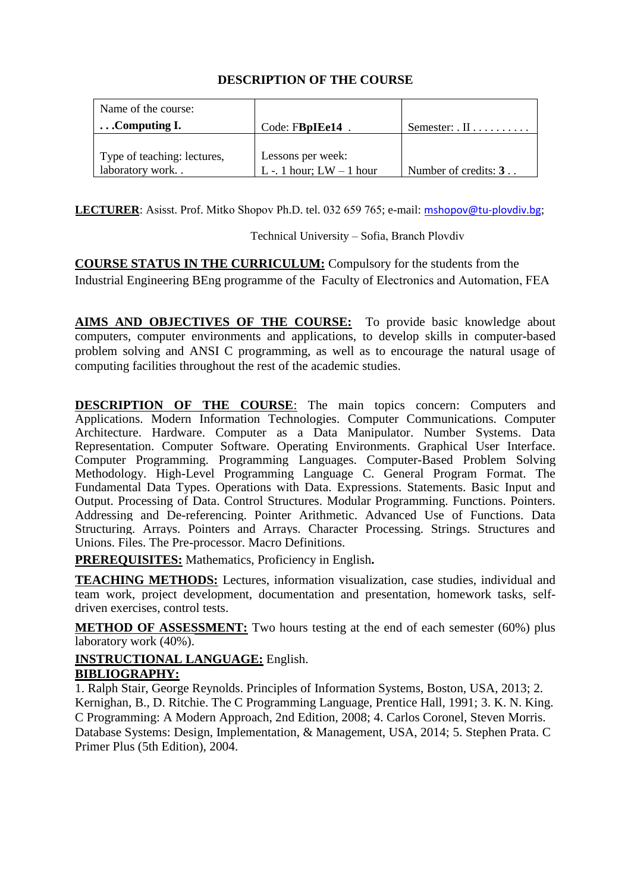# DESCRIPTION OF THE COURSE

| Name of the course: **. . .Computing I.** | Code: F**BpIEe14** . | Semester: . II . . . . . . . . . . |
|---|---|---|
| Type of teaching: lectures, laboratory work. . | Lessons per week: L -. 1 hour; LW – 1 hour | Number of credits: **3** . . |

**LECTURER**: Asisst. Prof. Mitko Shopov Ph.D. tel. 032 659 765; e-mail: mshopov@tu-plovdiv.bg;

Technical University – Sofia, Branch Plovdiv

**COURSE STATUS IN THE CURRICULUM:** Compulsory for the students from the Industrial Engineering BEng programme of the Faculty of Electronics and Automation, FEA

**AIMS AND OBJECTIVES OF THE COURSE:** To provide basic knowledge about computers, computer environments and applications, to develop skills in computer-based problem solving and ANSI C programming, as well as to encourage the natural usage of computing facilities throughout the rest of the academic studies.

**DESCRIPTION OF THE COURSE**: The main topics concern: Computers and Applications. Modern Information Technologies. Computer Communications. Computer Architecture. Hardware. Computer as a Data Manipulator. Number Systems. Data Representation. Computer Software. Operating Environments. Graphical User Interface. Computer Programming. Programming Languages. Computer-Based Problem Solving Methodology. High-Level Programming Language C. General Program Format. The Fundamental Data Types. Operations with Data. Expressions. Statements. Basic Input and Output. Processing of Data. Control Structures. Modular Programming. Functions. Pointers. Addressing and De-referencing. Pointer Arithmetic. Advanced Use of Functions. Data Structuring. Arrays. Pointers and Arrays. Character Processing. Strings. Structures and Unions. Files. The Pre-processor. Macro Definitions.

**PREREQUISITES:** Mathematics, Proficiency in English**.**

**TEACHING METHODS:** Lectures, information visualization, case studies, individual and team work, project development, documentation and presentation, homework tasks, self-driven exercises, control tests.

**METHOD OF ASSESSMENT:** Two hours testing at the end of each semester (60%) plus laboratory work (40%).

**INSTRUCTIONAL LANGUAGE:** English.

**BIBLIOGRAPHY:**

1. Ralph Stair, George Reynolds. Principles of Information Systems, Boston, USA, 2013; 2. Kernighan, B., D. Ritchie. The C Programming Language, Prentice Hall, 1991; 3. K. N. King. C Programming: A Modern Approach, 2nd Edition, 2008; 4. Carlos Coronel, Steven Morris. Database Systems: Design, Implementation, & Management, USA, 2014; 5. Stephen Prata. C Primer Plus (5th Edition), 2004.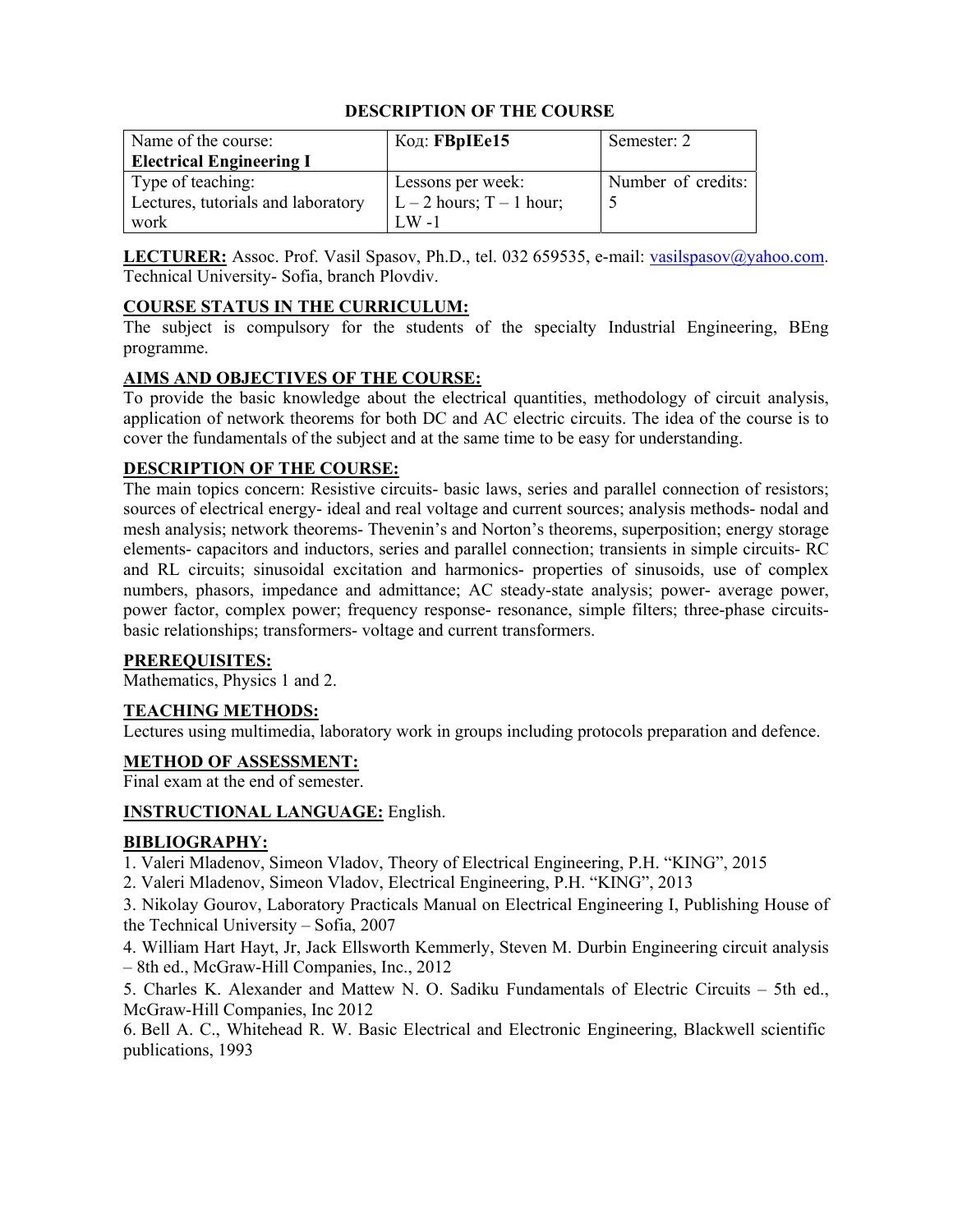## DESCRIPTION OF THE COURSE

| Name of the course: **Electrical Engineering I** | Код: **FBpIEe15** | Semester: 2 |
|---|---|---|
| Type of teaching: Lectures, tutorials and laboratory work | Lessons per week: L – 2 hours; T – 1 hour; LW -1 | Number of credits: 5 |

**LECTURER:** Assoc. Prof. Vasil Spasov, Ph.D., tel. 032 659535, e-mail: vasilspasov@yahoo.com. Technical University- Sofia, branch Plovdiv.

**COURSE STATUS IN THE CURRICULUM:**
The subject is compulsory for the students of the specialty Industrial Engineering, BEng programme.

**AIMS AND OBJECTIVES OF THE COURSE:**
To provide the basic knowledge about the electrical quantities, methodology of circuit analysis, application of network theorems for both DC and AC electric circuits. The idea of the course is to cover the fundamentals of the subject and at the same time to be easy for understanding.

**DESCRIPTION OF THE COURSE:**
The main topics concern: Resistive circuits- basic laws, series and parallel connection of resistors; sources of electrical energy- ideal and real voltage and current sources; analysis methods- nodal and mesh analysis; network theorems- Thevenin's and Norton's theorems, superposition; energy storage elements- capacitors and inductors, series and parallel connection; transients in simple circuits- RC and RL circuits; sinusoidal excitation and harmonics- properties of sinusoids, use of complex numbers, phasors, impedance and admittance; AC steady-state analysis; power- average power, power factor, complex power; frequency response- resonance, simple filters; three-phase circuits- basic relationships; transformers- voltage and current transformers.

**PREREQUISITES:**
Mathematics, Physics 1 and 2.

**TEACHING METHODS:**
Lectures using multimedia, laboratory work in groups including protocols preparation and defence.

**METHOD OF ASSESSMENT:**
Final exam at the end of semester.

**INSTRUCTIONAL LANGUAGE:** English.

**BIBLIOGRAPHY:**
1. Valeri Mladenov, Simeon Vladov, Theory of Electrical Engineering, P.H. "KING", 2015
2. Valeri Mladenov, Simeon Vladov, Electrical Engineering, P.H. "KING", 2013
3. Nikolay Gourov, Laboratory Practicals Manual on Electrical Engineering I, Publishing House of the Technical University – Sofia, 2007
4. William Hart Hayt, Jr, Jack Ellsworth Kemmerly, Steven M. Durbin Engineering circuit analysis – 8th ed., McGraw-Hill Companies, Inc., 2012
5. Charles K. Alexander and Mattew N. O. Sadiku Fundamentals of Electric Circuits – 5th ed., McGraw-Hill Companies, Inc 2012
6. Bell A. C., Whitehead R. W. Basic Electrical and Electronic Engineering, Blackwell scientific publications, 1993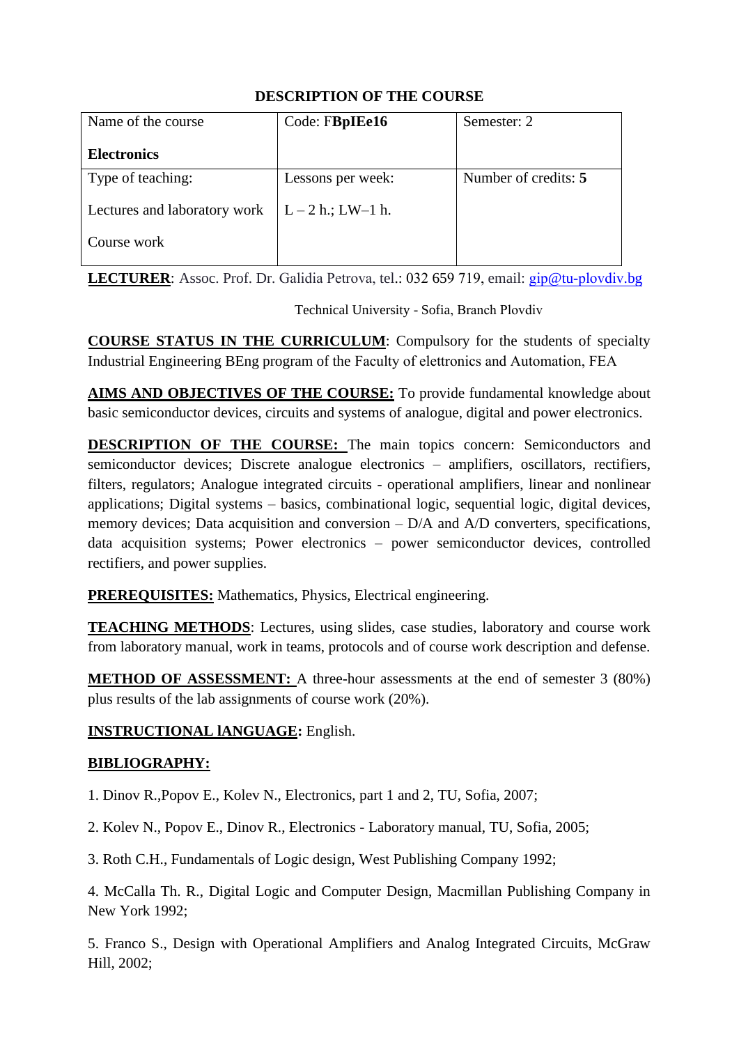## DESCRIPTION OF THE COURSE

| Name of the course<br><br>**Electronics** | Code: F**BpIEe16** | Semester: 2 |
|---|---|---|
| Type of teaching:<br><br>Lectures and laboratory work<br><br>Course work | Lessons per week:<br><br>L – 2 h.; LW–1 h. | Number of credits: **5** |

**LECTURER**: Assoc. Prof. Dr. Galidia Petrova, tel.: 032 659 719, email: gip@tu-plovdiv.bg

Technical University - Sofia, Branch Plovdiv

**COURSE STATUS IN THE CURRICULUM**: Compulsory for the students of specialty Industrial Engineering BEng program of the Faculty of elettronics and Automation, FEA

**AIMS AND OBJECTIVES OF THE COURSE:** To provide fundamental knowledge about basic semiconductor devices, circuits and systems of analogue, digital and power electronics.

**DESCRIPTION OF THE COURSE:** The main topics concern: Semiconductors and semiconductor devices; Discrete analogue electronics – amplifiers, oscillators, rectifiers, filters, regulators; Analogue integrated circuits - operational amplifiers, linear and nonlinear applications; Digital systems – basics, combinational logic, sequential logic, digital devices, memory devices; Data acquisition and conversion – D/A and A/D converters, specifications, data acquisition systems; Power electronics – power semiconductor devices, controlled rectifiers, and power supplies.

**PREREQUISITES:** Mathematics, Physics, Electrical engineering.

**TEACHING METHODS**: Lectures, using slides, case studies, laboratory and course work from laboratory manual, work in teams, protocols and of course work description and defense.

**METHOD OF ASSESSMENT:** A three-hour assessments at the end of semester 3 (80%) plus results of the lab assignments of course work (20%).

**INSTRUCTIONAL lANGUAGE:** English.

**BIBLIOGRAPHY:**

1. Dinov R.,Popov E., Kolev N., Electronics, part 1 and 2, TU, Sofia, 2007;

2. Kolev N., Popov E., Dinov R., Electronics - Laboratory manual, TU, Sofia, 2005;

3. Roth C.H., Fundamentals of Logic design, West Publishing Company 1992;

4. McCalla Th. R., Digital Logic and Computer Design, Macmillan Publishing Company in New York 1992;

5. Franco S., Design with Operational Amplifiers and Analog Integrated Circuits, McGraw Hill, 2002;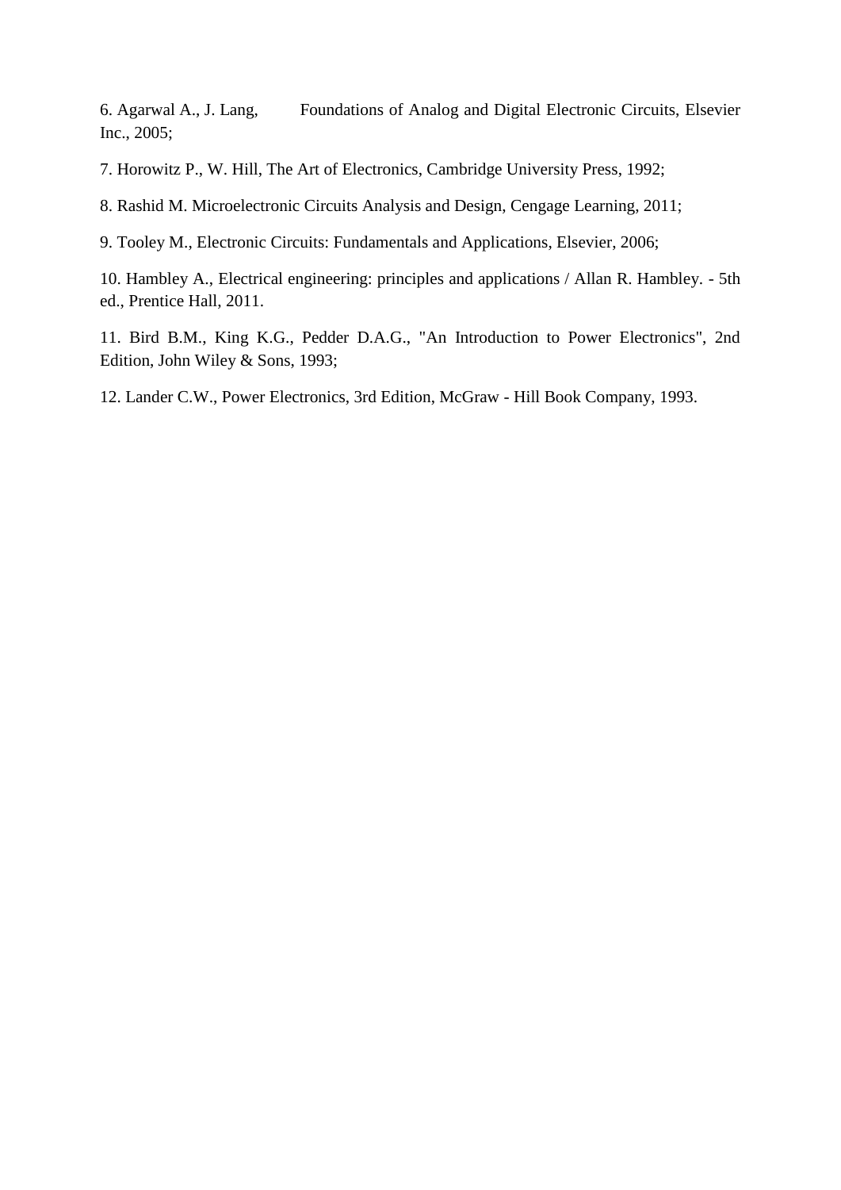6. Agarwal A., J. Lang, Foundations of Analog and Digital Electronic Circuits, Elsevier Inc., 2005;

7. Horowitz P., W. Hill, The Art of Electronics, Cambridge University Press, 1992;

8. Rashid M. Microelectronic Circuits Analysis and Design, Cengage Learning, 2011;

9. Tooley M., Electronic Circuits: Fundamentals and Applications, Elsevier, 2006;

10. Hambley A., Electrical engineering: principles and applications / Allan R. Hambley. - 5th ed., Prentice Hall, 2011.

11. Bird B.M., King K.G., Pedder D.A.G., "An Introduction to Power Electronics", 2nd Edition, John Wiley & Sons, 1993;

12. Lander C.W., Power Electronics, 3rd Edition, McGraw - Hill Book Company, 1993.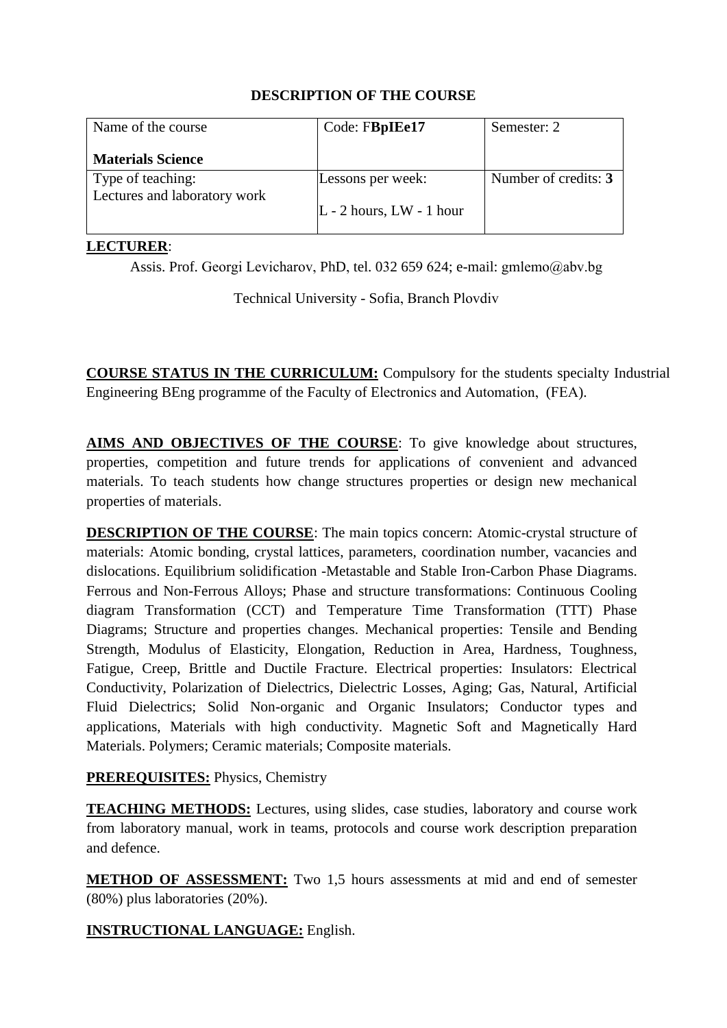**DESCRIPTION OF THE COURSE**

| Name of the course<br><br>**Materials Science** | Code: F**BpIEe17** | Semester: 2 |
|---|---|---|
| Type of teaching:<br>Lectures and laboratory work | Lessons per week:<br><br>L - 2 hours, LW - 1 hour | Number of credits: **3** |

**LECTURER**:

Assis. Prof. Georgi Levicharov, PhD, tel. 032 659 624; e-mail: gmlemo@abv.bg

Technical University - Sofia, Branch Plovdiv

**COURSE STATUS IN THE CURRICULUM:** Compulsory for the students specialty Industrial Engineering BEng programme of the Faculty of Electronics and Automation, (FEA).

**AIMS AND OBJECTIVES OF THE COURSE**: To give knowledge about structures, properties, competition and future trends for applications of convenient and advanced materials. To teach students how change structures properties or design new mechanical properties of materials.

**DESCRIPTION OF THE COURSE**: The main topics concern: Atomic-crystal structure of materials: Atomic bonding, crystal lattices, parameters, coordination number, vacancies and dislocations. Equilibrium solidification -Metastable and Stable Iron-Carbon Phase Diagrams. Ferrous and Non-Ferrous Alloys; Phase and structure transformations: Continuous Cooling diagram Transformation (CCT) and Temperature Time Transformation (TTT) Phase Diagrams; Structure and properties changes. Mechanical properties: Tensile and Bending Strength, Modulus of Elasticity, Elongation, Reduction in Area, Hardness, Toughness, Fatigue, Creep, Brittle and Ductile Fracture. Electrical properties: Insulators: Electrical Conductivity, Polarization of Dielectrics, Dielectric Losses, Aging; Gas, Natural, Artificial Fluid Dielectrics; Solid Non-organic and Organic Insulators; Conductor types and applications, Materials with high conductivity. Magnetic Soft and Magnetically Hard Materials. Polymers; Ceramic materials; Composite materials.

**PREREQUISITES:** Physics, Chemistry

**TEACHING METHODS:** Lectures, using slides, case studies, laboratory and course work from laboratory manual, work in teams, protocols and course work description preparation and defence.

**METHOD OF ASSESSMENT:** Two 1,5 hours assessments at mid and end of semester (80%) plus laboratories (20%).

**INSTRUCTIONAL LANGUAGE:** English.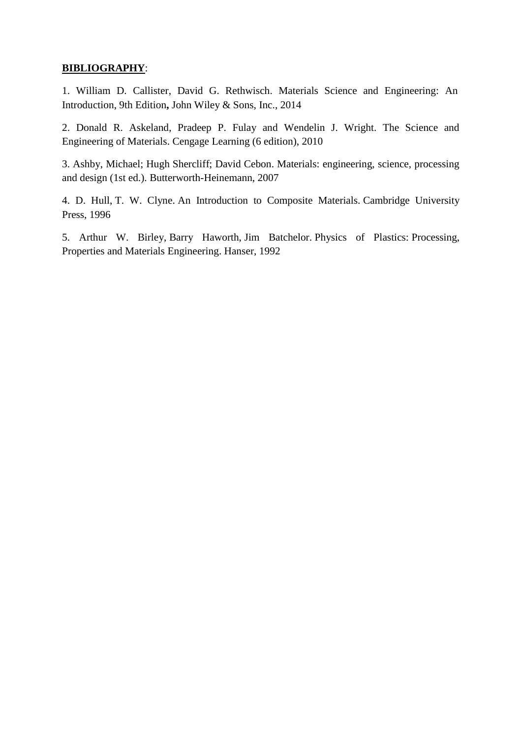**<u>BIBLIOGRAPHY</u>**:

1. William D. Callister, David G. Rethwisch. Materials Science and Engineering: An Introduction, 9th Edition**,** John Wiley & Sons, Inc., 2014

2. Donald R. Askeland, Pradeep P. Fulay and Wendelin J. Wright. The Science and Engineering of Materials. Cengage Learning (6 edition), 2010

3. Ashby, Michael; Hugh Shercliff; David Cebon. Materials: engineering, science, processing and design (1st ed.). Butterworth-Heinemann, 2007

4. D. Hull, T. W. Clyne. An Introduction to Composite Materials. Cambridge University Press, 1996

5. Arthur W. Birley, Barry Haworth, Jim Batchelor. Physics of Plastics: Processing, Properties and Materials Engineering. Hanser, 1992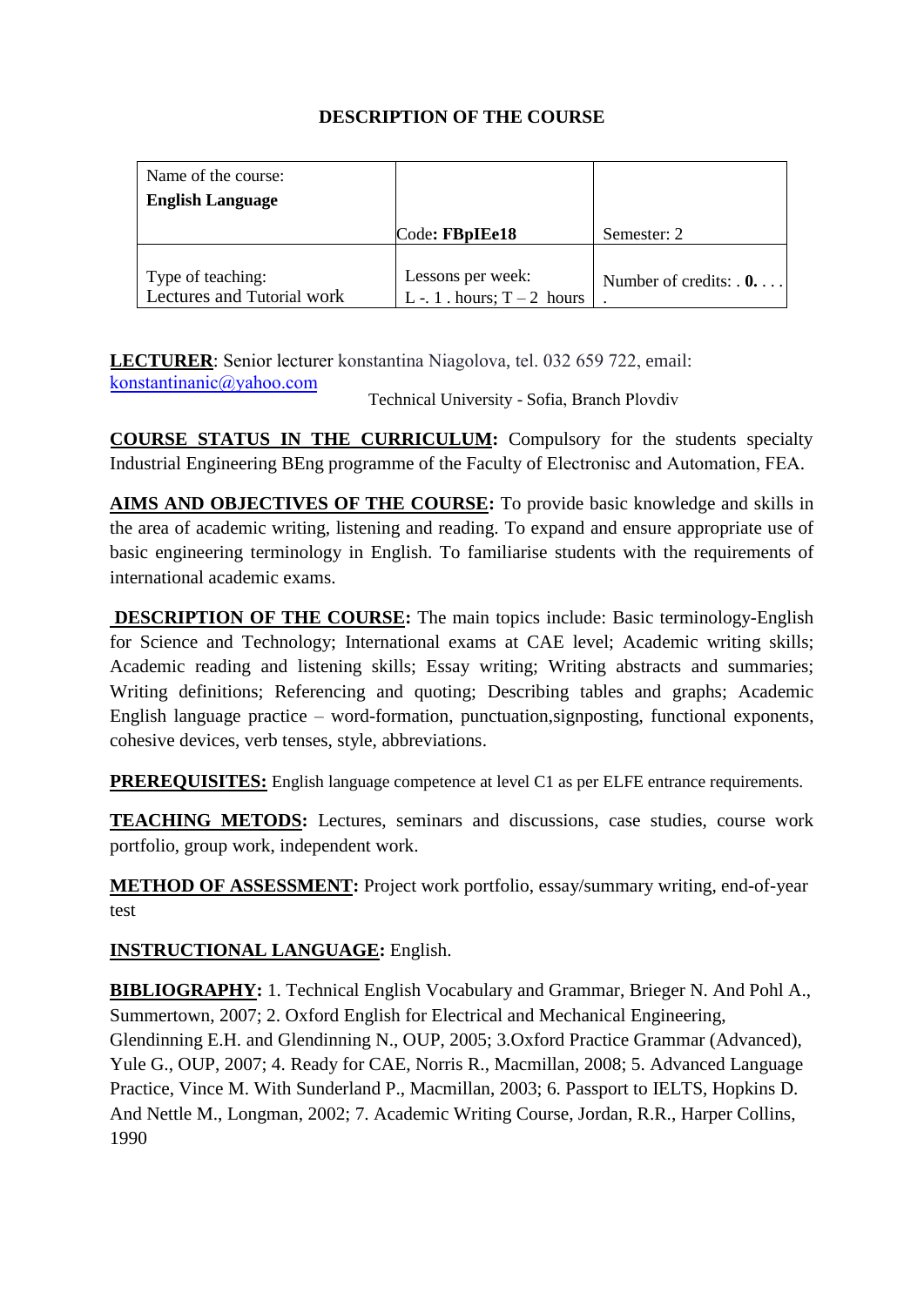# DESCRIPTION OF THE COURSE

| Name of the course: **English Language** | Code**: FBpIEe18** | Semester: 2 |
|---|---|---|
| Type of teaching: Lectures and Tutorial work | Lessons per week: L -. 1 . hours; T – 2 hours | Number of credits: . **0.** . . . . |

**LECTURER**: Senior lecturer konstantina Niagolova, tel. 032 659 722, email: konstantinanic@yahoo.com

Technical University - Sofia, Branch Plovdiv

**COURSE STATUS IN THE CURRICULUM:** Compulsory for the students specialty Industrial Engineering BEng programme of the Faculty of Electronisc and Automation, FEA.

**AIMS AND OBJECTIVES OF THE COURSE:** To provide basic knowledge and skills in the area of academic writing, listening and reading. To expand and ensure appropriate use of basic engineering terminology in English. To familiarise students with the requirements of international academic exams.

**DESCRIPTION OF THE COURSE:** The main topics include: Basic terminology-English for Science and Technology; International exams at CAE level; Academic writing skills; Academic reading and listening skills; Essay writing; Writing abstracts and summaries; Writing definitions; Referencing and quoting; Describing tables and graphs; Academic English language practice – word-formation, punctuation,signposting, functional exponents, cohesive devices, verb tenses, style, abbreviations.

**PREREQUISITES:** English language competence at level C1 as per ELFE entrance requirements.

**TEACHING METODS:** Lectures, seminars and discussions, case studies, course work portfolio, group work, independent work.

**METHOD OF ASSESSMENT:** Project work portfolio, essay/summary writing, end-of-year test

**INSTRUCTIONAL LANGUAGE:** English.

**BIBLIOGRAPHY:** 1. Technical English Vocabulary and Grammar, Brieger N. And Pohl A., Summertown, 2007; 2. Oxford English for Electrical and Mechanical Engineering, Glendinning E.H. and Glendinning N., OUP, 2005; 3.Oxford Practice Grammar (Advanced), Yule G., OUP, 2007; 4. Ready for CAE, Norris R., Macmillan, 2008; 5. Advanced Language Practice, Vince M. With Sunderland P., Macmillan, 2003; 6. Passport to IELTS, Hopkins D. And Nettle M., Longman, 2002; 7. Academic Writing Course, Jordan, R.R., Harper Collins, 1990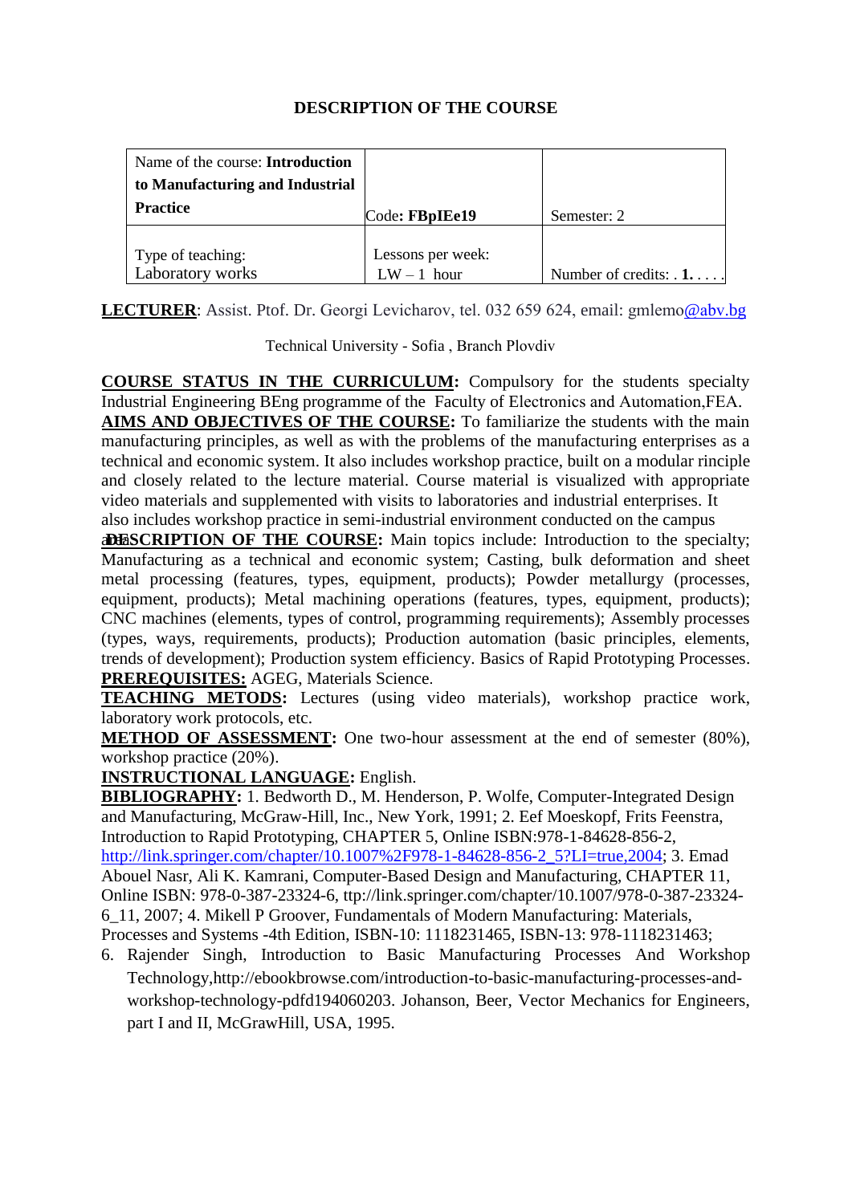# DESCRIPTION OF THE COURSE

| Name of the course: **Introduction to Manufacturing and Industrial Practice** | Code**: FBpIEe19** | Semester: 2 |
|---|---|---|
| Type of teaching: Laboratory works | Lessons per week: LW – 1 hour | Number of credits: . **1.** . . . . |

**LECTURER**: Assist. Ptof. Dr. Georgi Levicharov, tel. 032 659 624, email: gmlemo@abv.bg

Technical University - Sofia , Branch Plovdiv

**COURSE STATUS IN THE CURRICULUM:** Compulsory for the students specialty Industrial Engineering BEng programme of the Faculty of Electronics and Automation,FEA.
**AIMS AND OBJECTIVES OF THE COURSE:** To familiarize the students with the main manufacturing principles, as well as with the problems of the manufacturing enterprises as a technical and economic system. It also includes workshop practice, built on a modular rinciple and closely related to the lecture material. Course material is visualized with appropriate video materials and supplemented with visits to laboratories and industrial enterprises. It also includes workshop practice in semi-industrial environment conducted on the campus area.
**DESCRIPTION OF THE COURSE:** Main topics include: Introduction to the specialty; Manufacturing as a technical and economic system; Casting, bulk deformation and sheet metal processing (features, types, equipment, products); Powder metallurgy (processes, equipment, products); Metal machining operations (features, types, equipment, products); CNC machines (elements, types of control, programming requirements); Assembly processes (types, ways, requirements, products); Production automation (basic principles, elements, trends of development); Production system efficiency. Basics of Rapid Prototyping Processes.
**PREREQUISITES:** AGEG, Materials Science.
**TEACHING METODS:** Lectures (using video materials), workshop practice work, laboratory work protocols, etc.
**METHOD OF ASSESSMENT:** One two-hour assessment at the end of semester (80%), workshop practice (20%).
**INSTRUCTIONAL LANGUAGE:** English.
**BIBLIOGRAPHY:** 1. Bedworth D., M. Henderson, P. Wolfe, Computer-Integrated Design and Manufacturing, McGraw-Hill, Inc., New York, 1991; 2. Eef Moeskopf, Frits Feenstra, Introduction to Rapid Prototyping, CHAPTER 5, Online ISBN:978-1-84628-856-2, http://link.springer.com/chapter/10.1007%2F978-1-84628-856-2_5?LI=true,2004; 3. Emad Abouel Nasr, Ali K. Kamrani, Computer-Based Design and Manufacturing, CHAPTER 11, Online ISBN: 978-0-387-23324-6, ttp://link.springer.com/chapter/10.1007/978-0-387-23324-6_11, 2007; 4. Mikell P Groover, Fundamentals of Modern Manufacturing: Materials, Processes and Systems -4th Edition, ISBN-10: 1118231465, ISBN-13: 978-1118231463;

6. Rajender Singh, Introduction to Basic Manufacturing Processes And Workshop Technology,http://ebookbrowse.com/introduction-to-basic-manufacturing-processes-and-workshop-technology-pdfd194060203. Johanson, Beer, Vector Mechanics for Engineers, part I and II, McGrawHill, USA, 1995.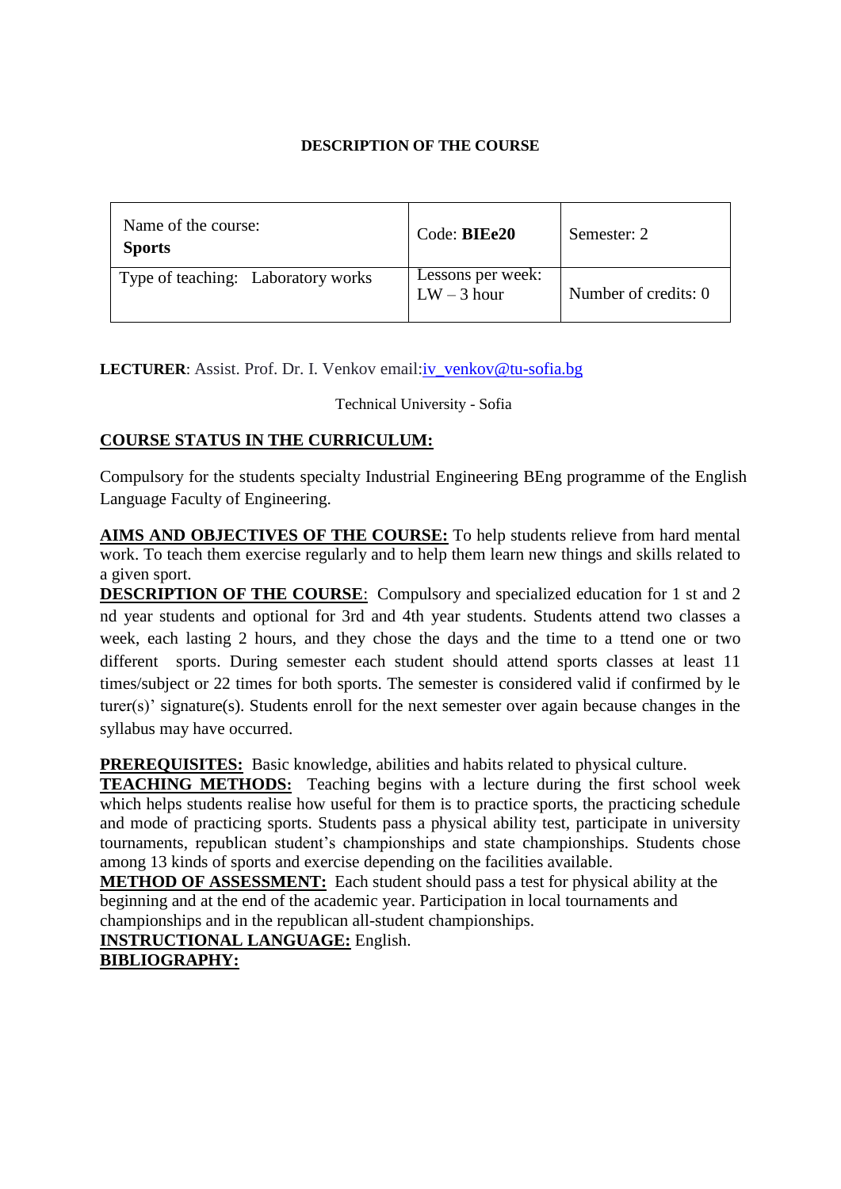**DESCRIPTION OF THE COURSE**

| Name of the course: **Sports** | Code: **BIEe20** | Semester: 2 |
|---|---|---|
| Type of teaching: Laboratory works | Lessons per week: LW – 3 hour | Number of credits: 0 |

**LECTURER**: Assist. Prof. Dr. I. Venkov email:iv_venkov@tu-sofia.bg

Technical University - Sofia

**COURSE STATUS IN THE CURRICULUM:**

Compulsory for the students specialty Industrial Engineering BEng programme of the English Language Faculty of Engineering.

**AIMS AND OBJECTIVES OF THE COURSE:** To help students relieve from hard mental work. To teach them exercise regularly and to help them learn new things and skills related to a given sport.

**DESCRIPTION OF THE COURSE**: Compulsory and specialized education for 1 st and 2 nd year students and optional for 3rd and 4th year students. Students attend two classes a week, each lasting 2 hours, and they chose the days and the time to a ttend one or two different sports. During semester each student should attend sports classes at least 11 times/subject or 22 times for both sports. The semester is considered valid if confirmed by le turer(s)' signature(s). Students enroll for the next semester over again because changes in the syllabus may have occurred.

**PREREQUISITES:** Basic knowledge, abilities and habits related to physical culture.

**TEACHING METHODS:** Teaching begins with a lecture during the first school week which helps students realise how useful for them is to practice sports, the practicing schedule and mode of practicing sports. Students pass a physical ability test, participate in university tournaments, republican student's championships and state championships. Students chose among 13 kinds of sports and exercise depending on the facilities available.

**METHOD OF ASSESSMENT:** Each student should pass a test for physical ability at the beginning and at the end of the academic year. Participation in local tournaments and championships and in the republican all-student championships.

**INSTRUCTIONAL LANGUAGE:** English.

**BIBLIOGRAPHY:**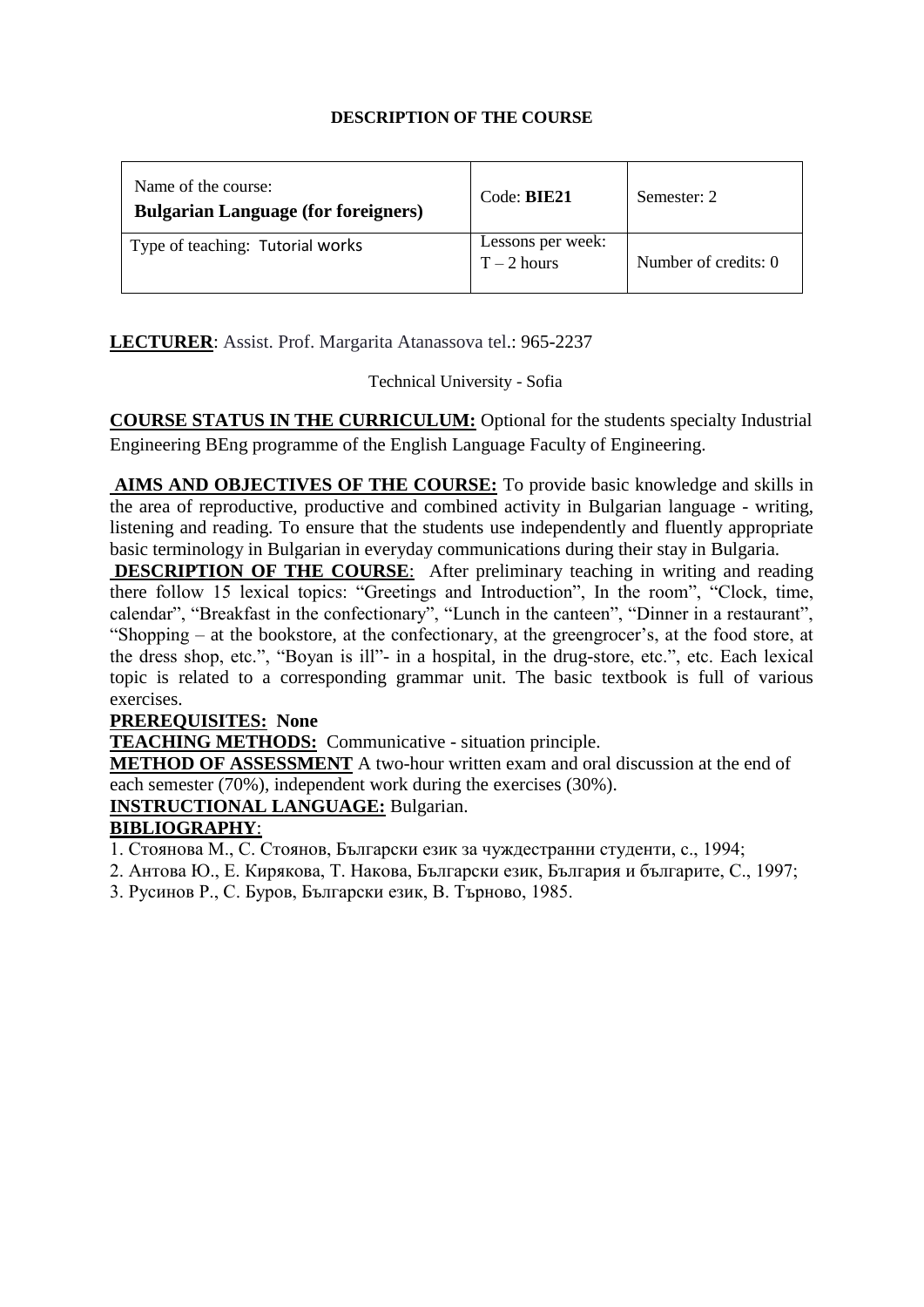**DESCRIPTION OF THE COURSE**

| | | |
|---|---|---|
| Name of the course:<br>**Bulgarian Language (for foreigners)** | Code: **BIE21** | Semester: 2 |
| Type of teaching: Tutorial works | Lessons per week:<br>T – 2 hours | Number of credits: 0 |

**LECTURER**: Assist. Prof. Margarita Atanassova tel.: 965-2237

Technical University - Sofia

**COURSE STATUS IN THE CURRICULUM:** Optional for the students specialty Industrial Engineering BEng programme of the English Language Faculty of Engineering.

**AIMS AND OBJECTIVES OF THE COURSE:** To provide basic knowledge and skills in the area of reproductive, productive and combined activity in Bulgarian language - writing, listening and reading. To ensure that the students use independently and fluently appropriate basic terminology in Bulgarian in everyday communications during their stay in Bulgaria.

**DESCRIPTION OF THE COURSE**: After preliminary teaching in writing and reading there follow 15 lexical topics: "Greetings and Introduction", In the room", "Clock, time, calendar", "Breakfast in the confectionary", "Lunch in the canteen", "Dinner in a restaurant", "Shopping – at the bookstore, at the confectionary, at the greengrocer's, at the food store, at the dress shop, etc.", "Boyan is ill"- in a hospital, in the drug-store, etc.", etc. Each lexical topic is related to a corresponding grammar unit. The basic textbook is full of various exercises.

**PREREQUISITES: None**

**TEACHING METHODS:** Communicative - situation principle.

**METHOD OF ASSESSMENT** A two-hour written exam and oral discussion at the end of each semester (70%), independent work during the exercises (30%).

**INSTRUCTIONAL LANGUAGE:** Bulgarian.

**BIBLIOGRAPHY**:

1. Стоянова М., С. Стоянов, Български език за чуждестранни студенти, с., 1994;
2. Антова Ю., Е. Кирякова, Т. Накова, Български език, България и българите, С., 1997;
3. Русинов Р., С. Буров, Български език, В. Търново, 1985.